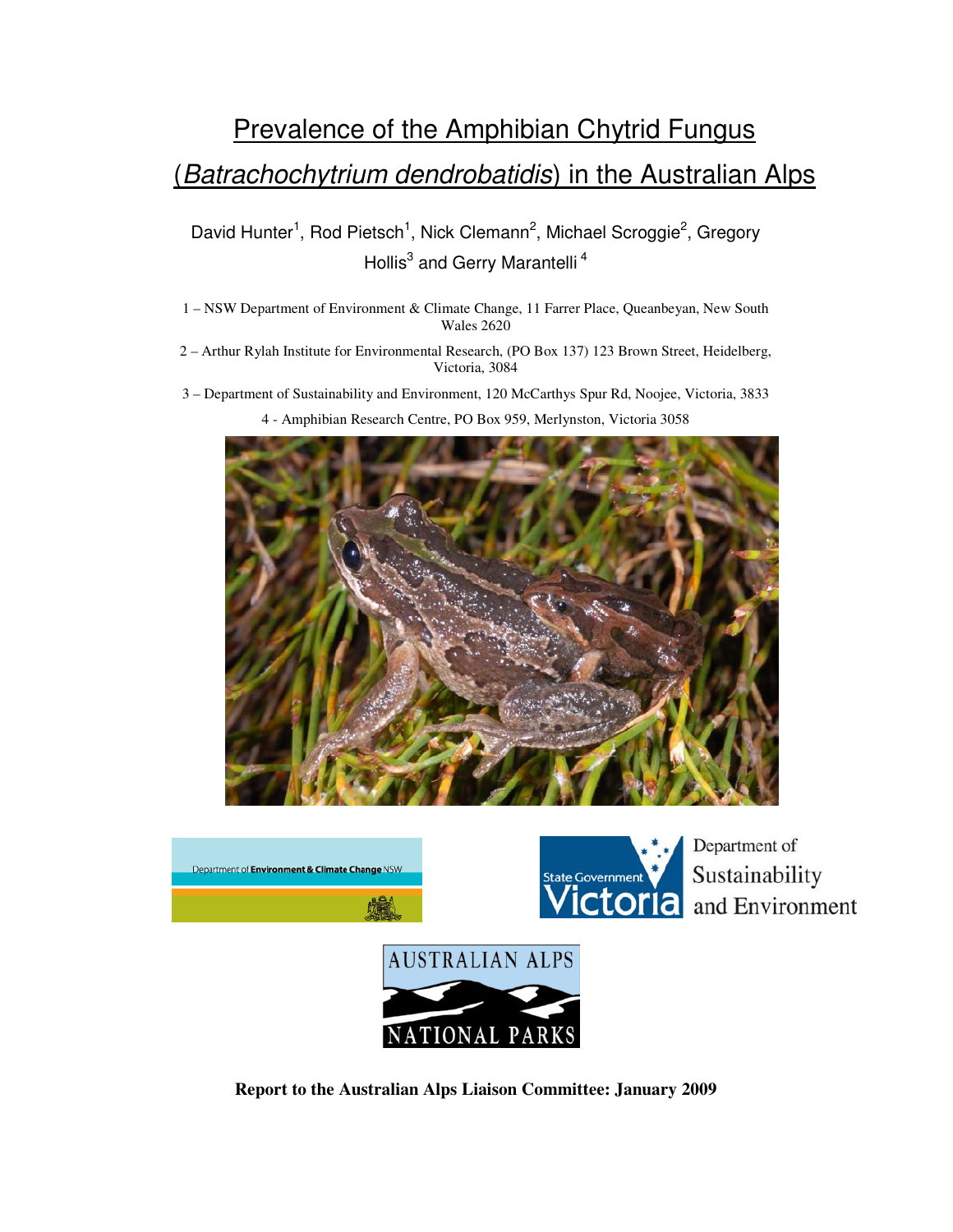# Prevalence of the Amphibian Chytrid Fungus (*Batrachochytrium dendrobatidis*) in the Australian Alps

David Hunter[1], Rod Pietsch[1], Nick Clemann[2], Michael Scroggie[2], Gregory Hollis[3] and Gerry Marantelli[4]

1 – NSW Department of Environment & Climate Change, 11 Farrer Place, Queanbeyan, New South Wales 2620

2 – Arthur Rylah Institute for Environmental Research, (PO Box 137) 123 Brown Street, Heidelberg, Victoria, 3084

3 – Department of Sustainability and Environment, 120 McCarthys Spur Rd, Noojee, Victoria, 3833

4 - Amphibian Research Centre, PO Box 959, Merlynston, Victoria 3058

Department of Environment & Climate Change NSW

State Government Victoria — Department of Sustainability and Environment

AUSTRALIAN ALPS NATIONAL PARKS

**Report to the Australian Alps Liaison Committee: January 2009**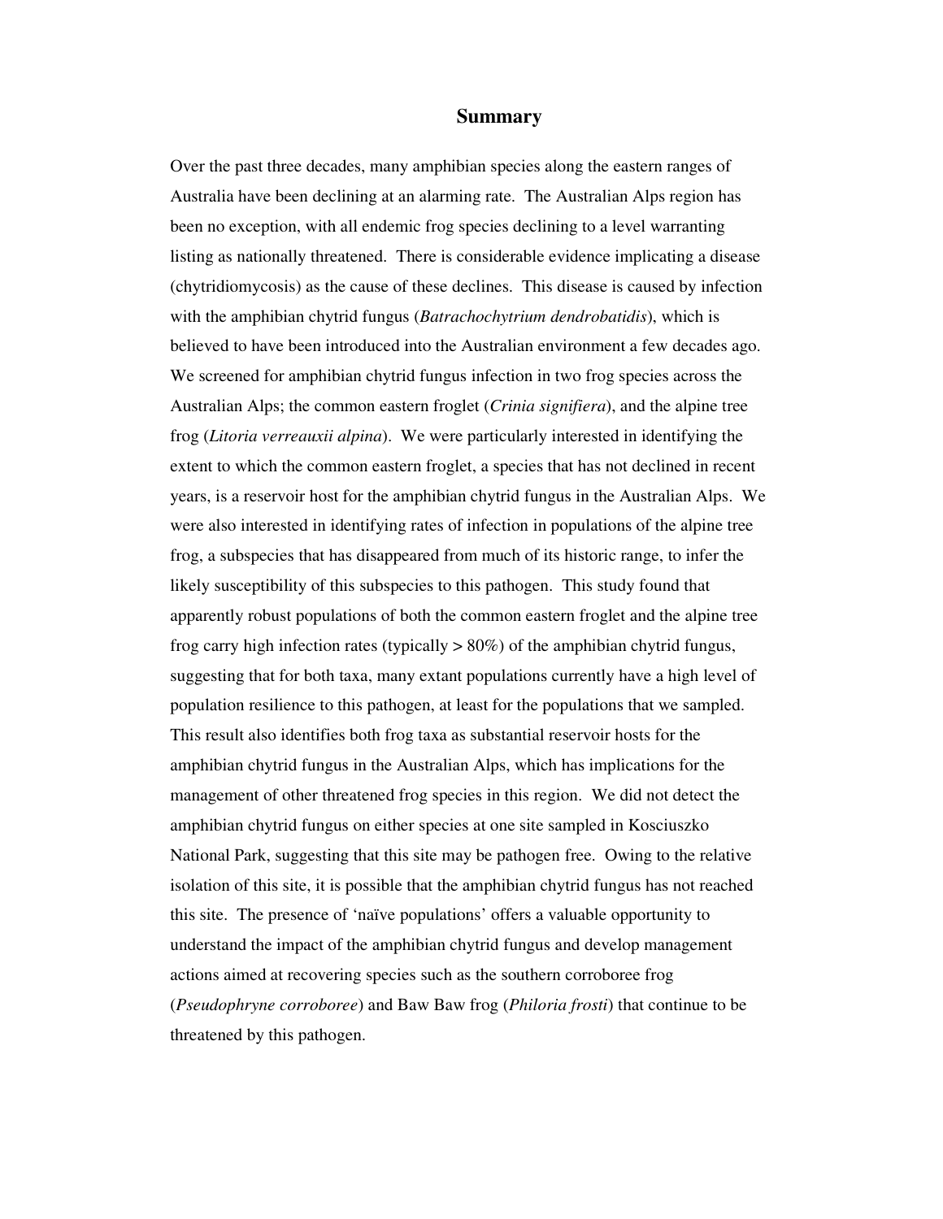## Summary

Over the past three decades, many amphibian species along the eastern ranges of Australia have been declining at an alarming rate. The Australian Alps region has been no exception, with all endemic frog species declining to a level warranting listing as nationally threatened. There is considerable evidence implicating a disease (chytridiomycosis) as the cause of these declines. This disease is caused by infection with the amphibian chytrid fungus (*Batrachochytrium dendrobatidis*), which is believed to have been introduced into the Australian environment a few decades ago. We screened for amphibian chytrid fungus infection in two frog species across the Australian Alps; the common eastern froglet (*Crinia signifiera*), and the alpine tree frog (*Litoria verreauxii alpina*). We were particularly interested in identifying the extent to which the common eastern froglet, a species that has not declined in recent years, is a reservoir host for the amphibian chytrid fungus in the Australian Alps. We were also interested in identifying rates of infection in populations of the alpine tree frog, a subspecies that has disappeared from much of its historic range, to infer the likely susceptibility of this subspecies to this pathogen. This study found that apparently robust populations of both the common eastern froglet and the alpine tree frog carry high infection rates (typically > 80%) of the amphibian chytrid fungus, suggesting that for both taxa, many extant populations currently have a high level of population resilience to this pathogen, at least for the populations that we sampled. This result also identifies both frog taxa as substantial reservoir hosts for the amphibian chytrid fungus in the Australian Alps, which has implications for the management of other threatened frog species in this region. We did not detect the amphibian chytrid fungus on either species at one site sampled in Kosciuszko National Park, suggesting that this site may be pathogen free. Owing to the relative isolation of this site, it is possible that the amphibian chytrid fungus has not reached this site. The presence of 'naïve populations' offers a valuable opportunity to understand the impact of the amphibian chytrid fungus and develop management actions aimed at recovering species such as the southern corroboree frog (*Pseudophryne corroboree*) and Baw Baw frog (*Philoria frosti*) that continue to be threatened by this pathogen.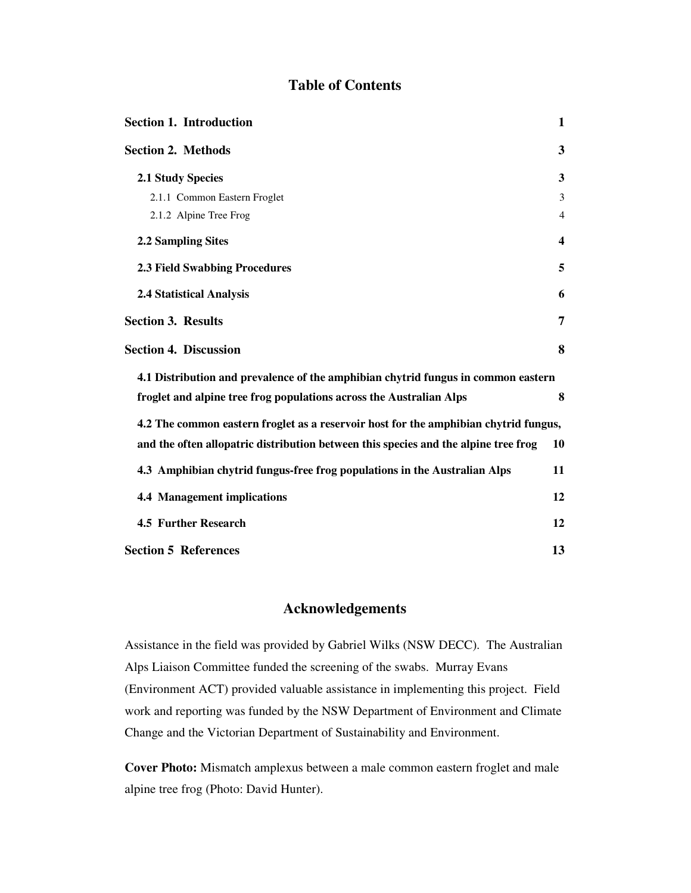## Table of Contents

| | |
|---|---|
| **Section 1. Introduction** | **1** |
| **Section 2. Methods** | **3** |
| **2.1 Study Species** | **3** |
| 2.1.1 Common Eastern Froglet | 3 |
| 2.1.2 Alpine Tree Frog | 4 |
| **2.2 Sampling Sites** | **4** |
| **2.3 Field Swabbing Procedures** | **5** |
| **2.4 Statistical Analysis** | **6** |
| **Section 3. Results** | **7** |
| **Section 4. Discussion** | **8** |
| **4.1 Distribution and prevalence of the amphibian chytrid fungus in common eastern froglet and alpine tree frog populations across the Australian Alps** | **8** |
| **4.2 The common eastern froglet as a reservoir host for the amphibian chytrid fungus, and the often allopatric distribution between this species and the alpine tree frog** | **10** |
| **4.3 Amphibian chytrid fungus-free frog populations in the Australian Alps** | **11** |
| **4.4 Management implications** | **12** |
| **4.5 Further Research** | **12** |
| **Section 5 References** | **13** |

## Acknowledgements

Assistance in the field was provided by Gabriel Wilks (NSW DECC). The Australian Alps Liaison Committee funded the screening of the swabs. Murray Evans (Environment ACT) provided valuable assistance in implementing this project. Field work and reporting was funded by the NSW Department of Environment and Climate Change and the Victorian Department of Sustainability and Environment.

**Cover Photo:** Mismatch amplexus between a male common eastern froglet and male alpine tree frog (Photo: David Hunter).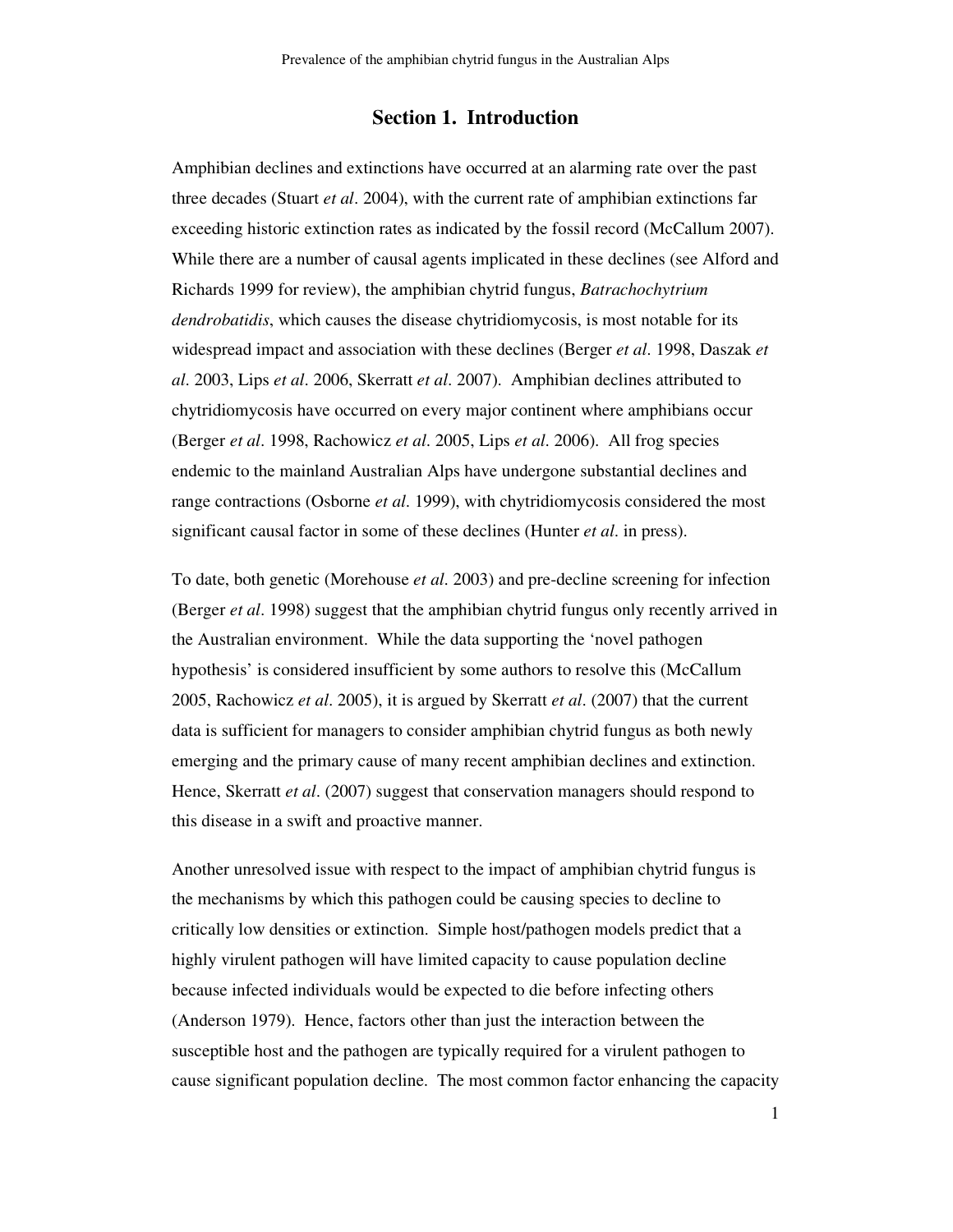# Section 1. Introduction

Amphibian declines and extinctions have occurred at an alarming rate over the past three decades (Stuart *et al*. 2004), with the current rate of amphibian extinctions far exceeding historic extinction rates as indicated by the fossil record (McCallum 2007). While there are a number of causal agents implicated in these declines (see Alford and Richards 1999 for review), the amphibian chytrid fungus, *Batrachochytrium dendrobatidis*, which causes the disease chytridiomycosis, is most notable for its widespread impact and association with these declines (Berger *et al*. 1998, Daszak *et al*. 2003, Lips *et al*. 2006, Skerratt *et al*. 2007). Amphibian declines attributed to chytridiomycosis have occurred on every major continent where amphibians occur (Berger *et al*. 1998, Rachowicz *et al*. 2005, Lips *et al*. 2006). All frog species endemic to the mainland Australian Alps have undergone substantial declines and range contractions (Osborne *et al*. 1999), with chytridiomycosis considered the most significant causal factor in some of these declines (Hunter *et al*. in press).

To date, both genetic (Morehouse *et al*. 2003) and pre-decline screening for infection (Berger *et al*. 1998) suggest that the amphibian chytrid fungus only recently arrived in the Australian environment. While the data supporting the 'novel pathogen hypothesis' is considered insufficient by some authors to resolve this (McCallum 2005, Rachowicz *et al*. 2005), it is argued by Skerratt *et al*. (2007) that the current data is sufficient for managers to consider amphibian chytrid fungus as both newly emerging and the primary cause of many recent amphibian declines and extinction. Hence, Skerratt *et al*. (2007) suggest that conservation managers should respond to this disease in a swift and proactive manner.

Another unresolved issue with respect to the impact of amphibian chytrid fungus is the mechanisms by which this pathogen could be causing species to decline to critically low densities or extinction. Simple host/pathogen models predict that a highly virulent pathogen will have limited capacity to cause population decline because infected individuals would be expected to die before infecting others (Anderson 1979). Hence, factors other than just the interaction between the susceptible host and the pathogen are typically required for a virulent pathogen to cause significant population decline. The most common factor enhancing the capacity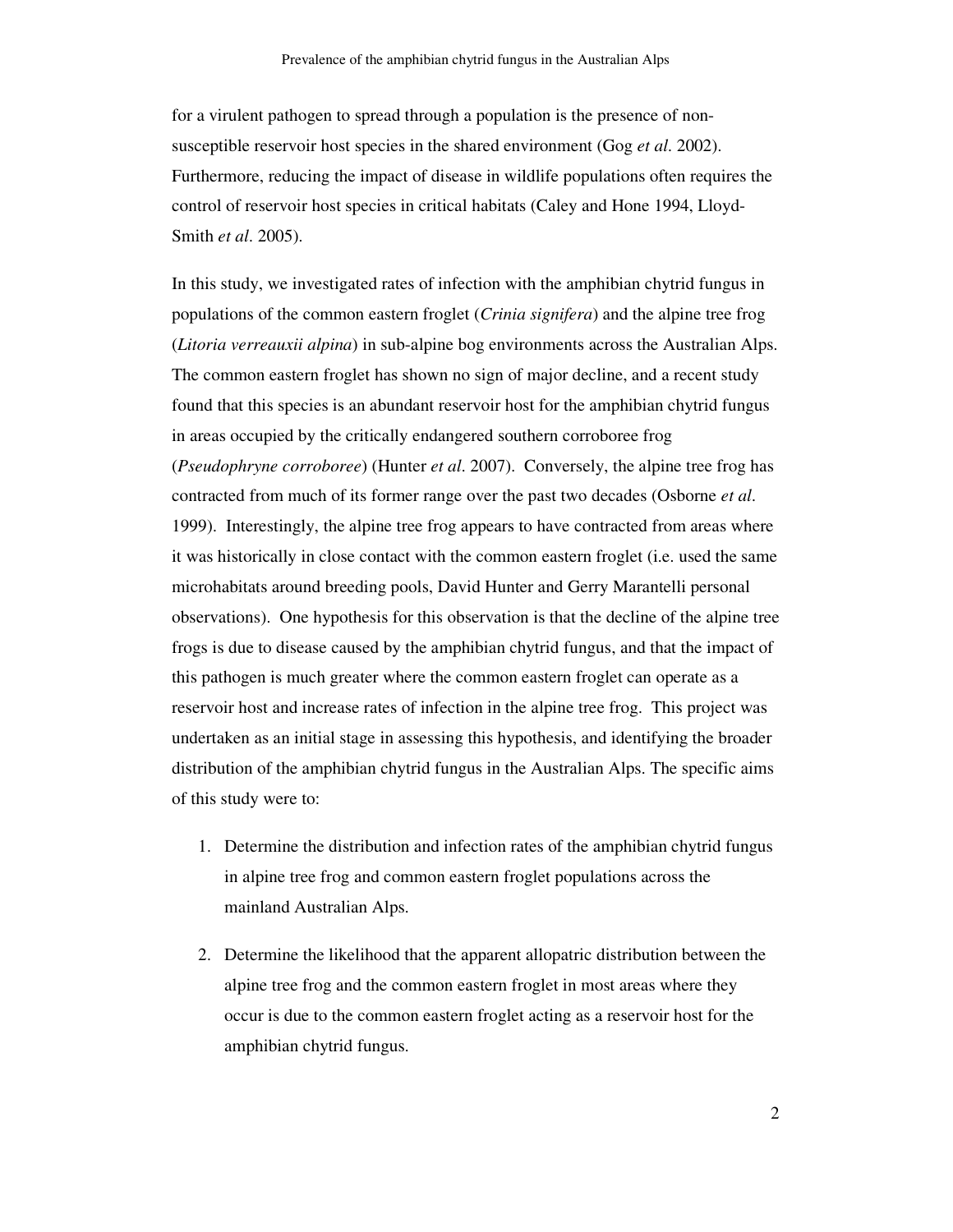for a virulent pathogen to spread through a population is the presence of non-susceptible reservoir host species in the shared environment (Gog *et al*. 2002). Furthermore, reducing the impact of disease in wildlife populations often requires the control of reservoir host species in critical habitats (Caley and Hone 1994, Lloyd-Smith *et al*. 2005).

In this study, we investigated rates of infection with the amphibian chytrid fungus in populations of the common eastern froglet (*Crinia signifera*) and the alpine tree frog (*Litoria verreauxii alpina*) in sub-alpine bog environments across the Australian Alps. The common eastern froglet has shown no sign of major decline, and a recent study found that this species is an abundant reservoir host for the amphibian chytrid fungus in areas occupied by the critically endangered southern corroboree frog (*Pseudophryne corroboree*) (Hunter *et al*. 2007). Conversely, the alpine tree frog has contracted from much of its former range over the past two decades (Osborne *et al*. 1999). Interestingly, the alpine tree frog appears to have contracted from areas where it was historically in close contact with the common eastern froglet (i.e. used the same microhabitats around breeding pools, David Hunter and Gerry Marantelli personal observations). One hypothesis for this observation is that the decline of the alpine tree frogs is due to disease caused by the amphibian chytrid fungus, and that the impact of this pathogen is much greater where the common eastern froglet can operate as a reservoir host and increase rates of infection in the alpine tree frog. This project was undertaken as an initial stage in assessing this hypothesis, and identifying the broader distribution of the amphibian chytrid fungus in the Australian Alps. The specific aims of this study were to:

1. Determine the distribution and infection rates of the amphibian chytrid fungus in alpine tree frog and common eastern froglet populations across the mainland Australian Alps.
2. Determine the likelihood that the apparent allopatric distribution between the alpine tree frog and the common eastern froglet in most areas where they occur is due to the common eastern froglet acting as a reservoir host for the amphibian chytrid fungus.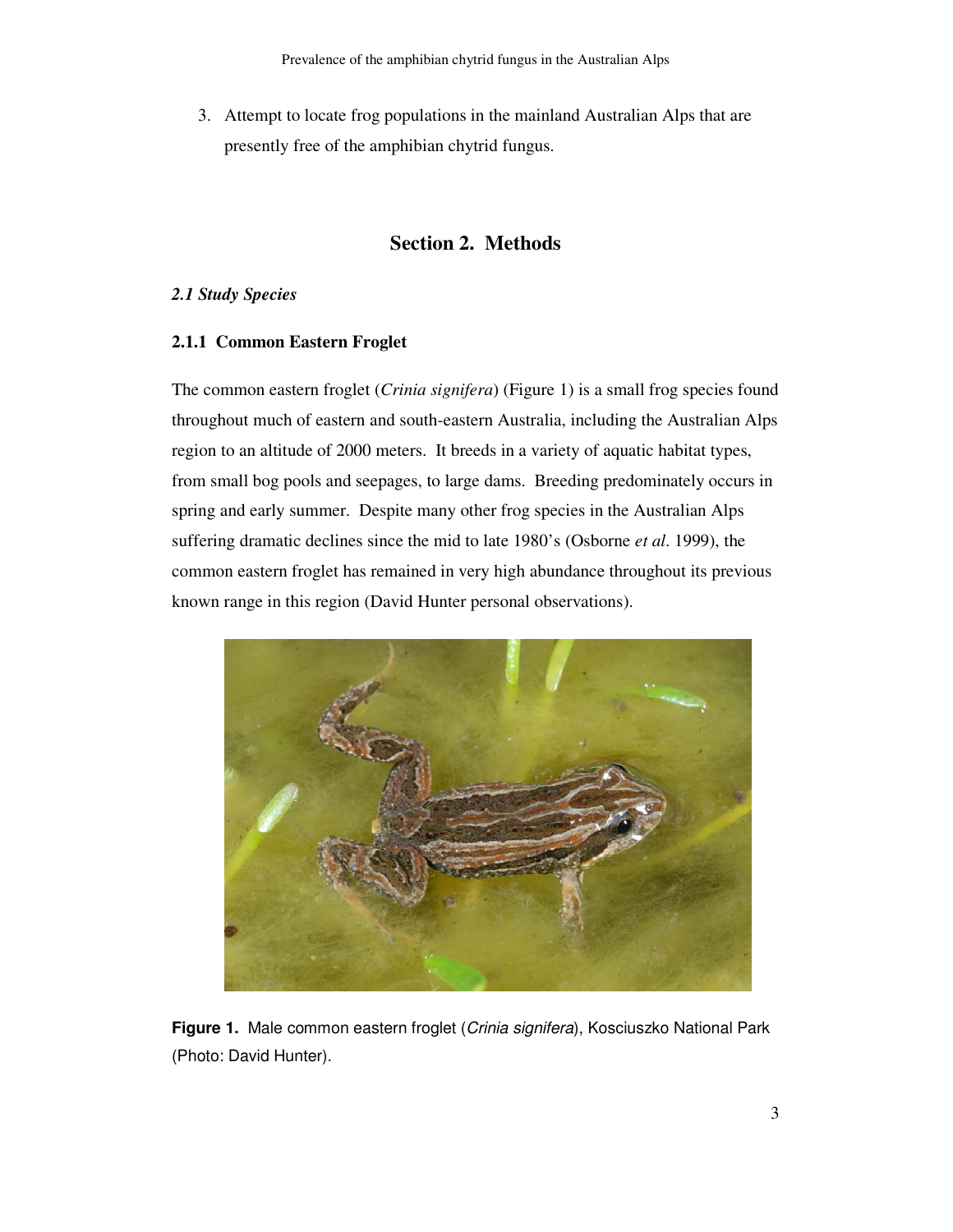3. Attempt to locate frog populations in the mainland Australian Alps that are presently free of the amphibian chytrid fungus.

## Section 2. Methods

### *2.1 Study Species*

#### 2.1.1 Common Eastern Froglet

The common eastern froglet (*Crinia signifera*) (Figure 1) is a small frog species found throughout much of eastern and south-eastern Australia, including the Australian Alps region to an altitude of 2000 meters. It breeds in a variety of aquatic habitat types, from small bog pools and seepages, to large dams. Breeding predominately occurs in spring and early summer. Despite many other frog species in the Australian Alps suffering dramatic declines since the mid to late 1980's (Osborne *et al*. 1999), the common eastern froglet has remained in very high abundance throughout its previous known range in this region (David Hunter personal observations).

**Figure 1.** Male common eastern froglet (*Crinia signifera*), Kosciuszko National Park (Photo: David Hunter).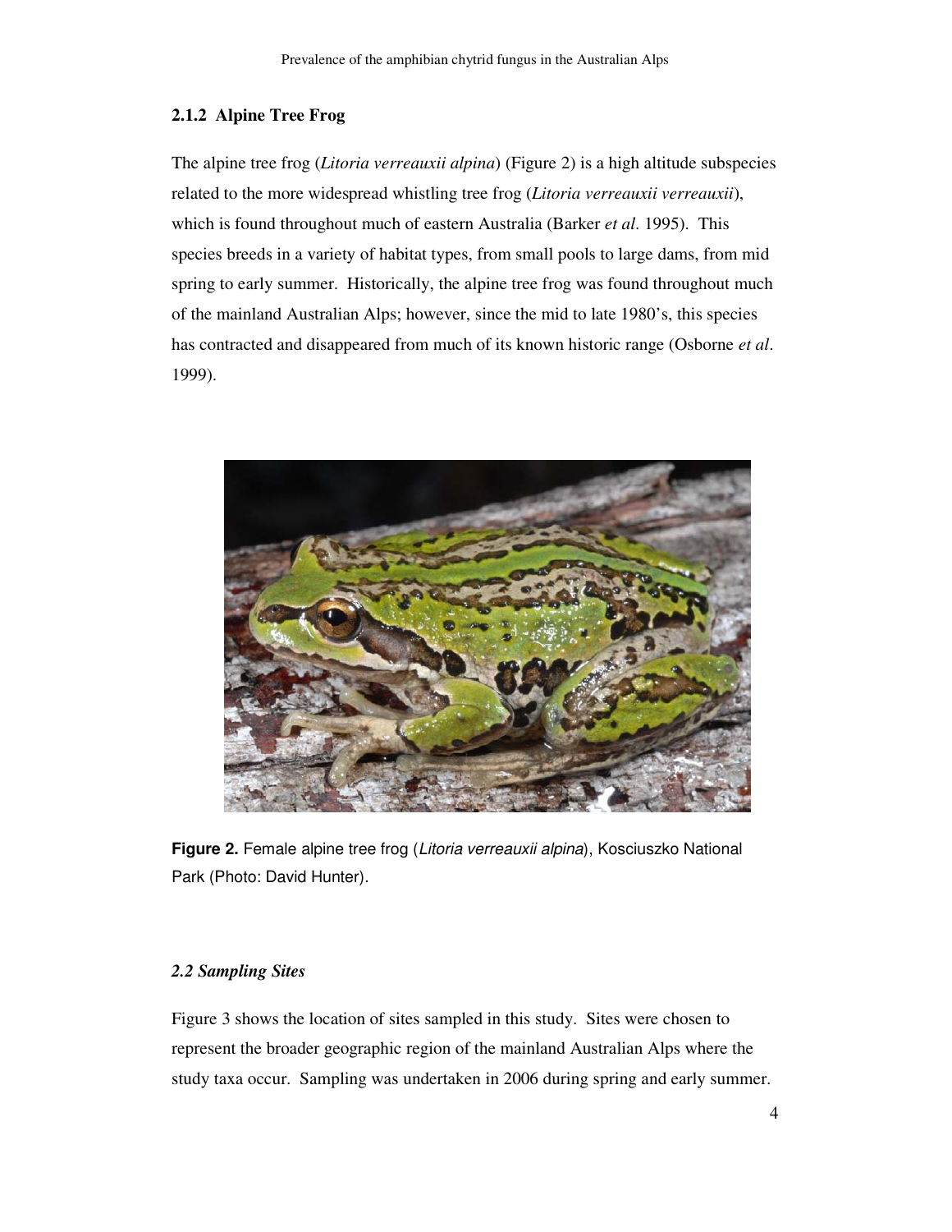### 2.1.2 Alpine Tree Frog

The alpine tree frog (*Litoria verreauxii alpina*) (Figure 2) is a high altitude subspecies related to the more widespread whistling tree frog (*Litoria verreauxii verreauxii*), which is found throughout much of eastern Australia (Barker *et al*. 1995). This species breeds in a variety of habitat types, from small pools to large dams, from mid spring to early summer. Historically, the alpine tree frog was found throughout much of the mainland Australian Alps; however, since the mid to late 1980's, this species has contracted and disappeared from much of its known historic range (Osborne *et al*. 1999).

**Figure 2.** Female alpine tree frog (*Litoria verreauxii alpina*), Kosciuszko National Park (Photo: David Hunter).

## *2.2 Sampling Sites*

Figure 3 shows the location of sites sampled in this study. Sites were chosen to represent the broader geographic region of the mainland Australian Alps where the study taxa occur. Sampling was undertaken in 2006 during spring and early summer.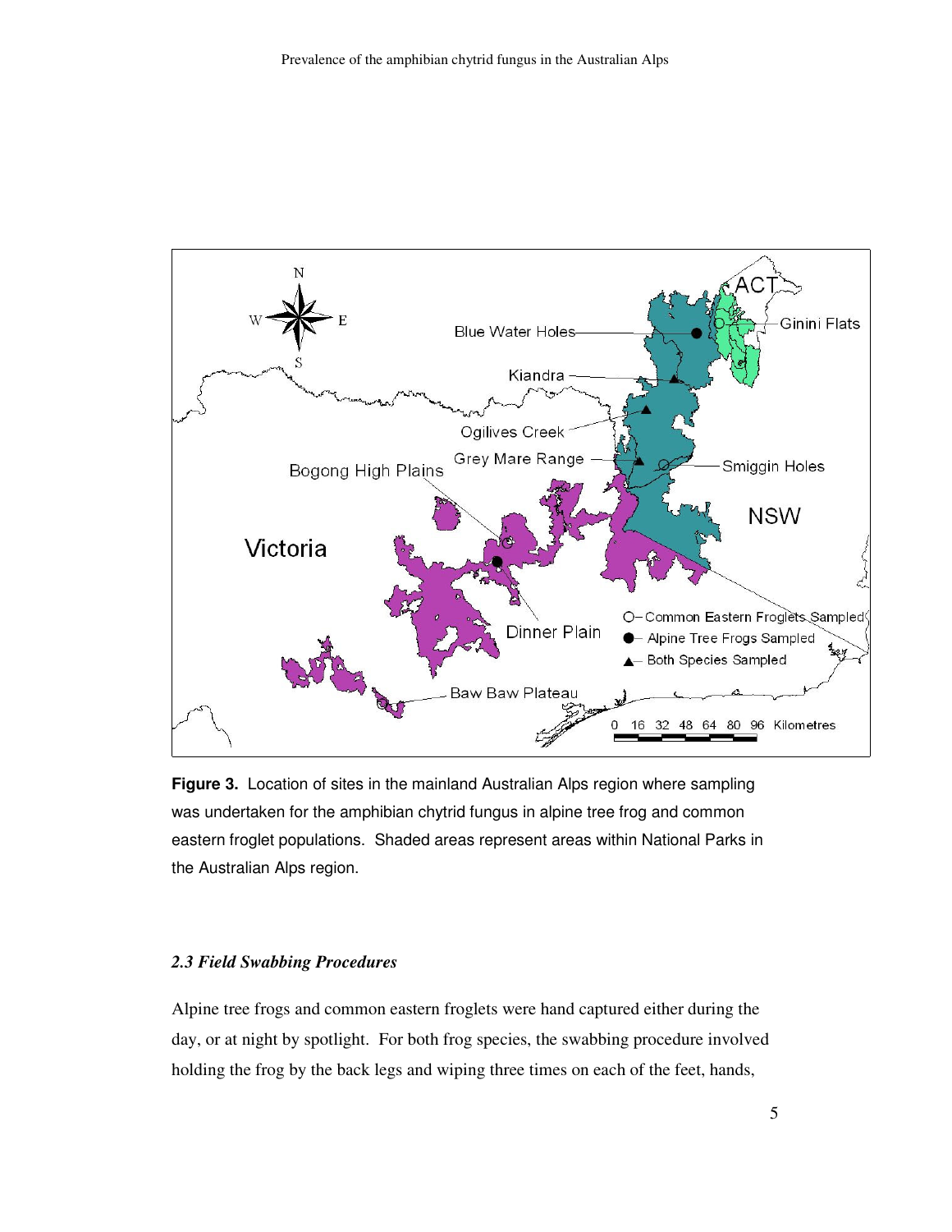**Figure 3.** Location of sites in the mainland Australian Alps region where sampling was undertaken for the amphibian chytrid fungus in alpine tree frog and common eastern froglet populations. Shaded areas represent areas within National Parks in the Australian Alps region.

### *2.3 Field Swabbing Procedures*

Alpine tree frogs and common eastern froglets were hand captured either during the day, or at night by spotlight. For both frog species, the swabbing procedure involved holding the frog by the back legs and wiping three times on each of the feet, hands,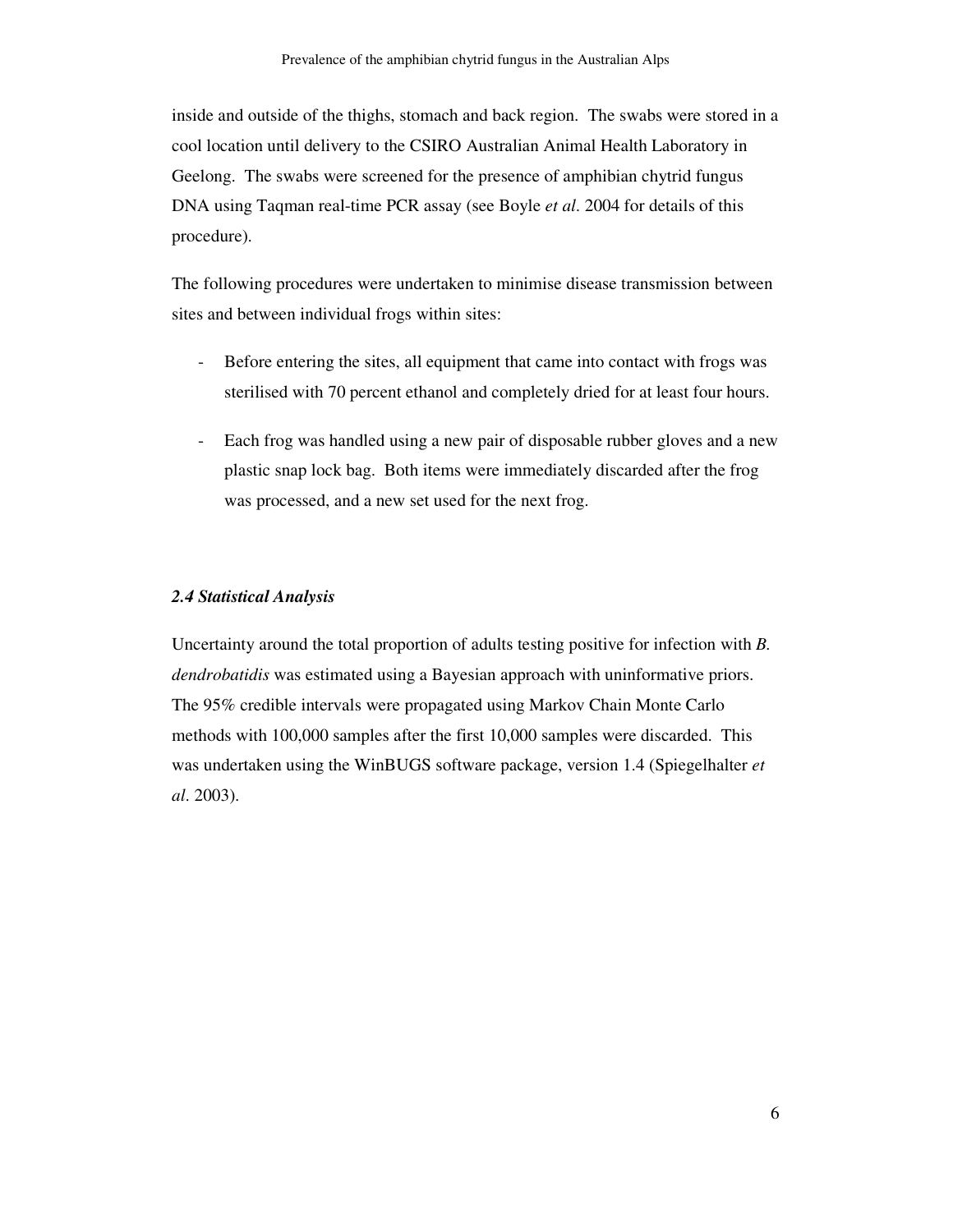inside and outside of the thighs, stomach and back region. The swabs were stored in a cool location until delivery to the CSIRO Australian Animal Health Laboratory in Geelong. The swabs were screened for the presence of amphibian chytrid fungus DNA using Taqman real-time PCR assay (see Boyle *et al*. 2004 for details of this procedure).

The following procedures were undertaken to minimise disease transmission between sites and between individual frogs within sites:

- Before entering the sites, all equipment that came into contact with frogs was sterilised with 70 percent ethanol and completely dried for at least four hours.

- Each frog was handled using a new pair of disposable rubber gloves and a new plastic snap lock bag. Both items were immediately discarded after the frog was processed, and a new set used for the next frog.

### *2.4 Statistical Analysis*

Uncertainty around the total proportion of adults testing positive for infection with *B. dendrobatidis* was estimated using a Bayesian approach with uninformative priors. The 95% credible intervals were propagated using Markov Chain Monte Carlo methods with 100,000 samples after the first 10,000 samples were discarded. This was undertaken using the WinBUGS software package, version 1.4 (Spiegelhalter *et al*. 2003).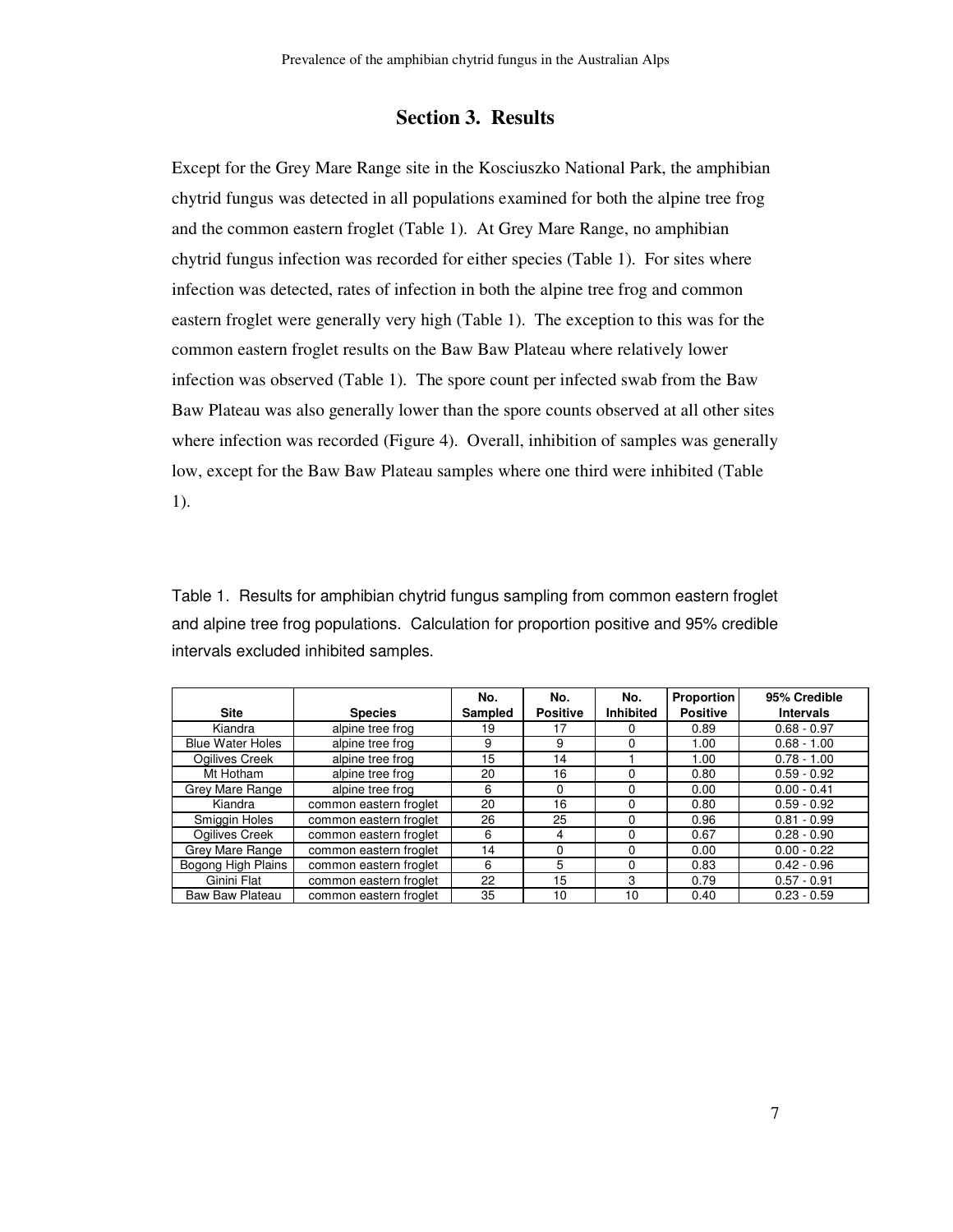## Section 3. Results

Except for the Grey Mare Range site in the Kosciuszko National Park, the amphibian chytrid fungus was detected in all populations examined for both the alpine tree frog and the common eastern froglet (Table 1). At Grey Mare Range, no amphibian chytrid fungus infection was recorded for either species (Table 1). For sites where infection was detected, rates of infection in both the alpine tree frog and common eastern froglet were generally very high (Table 1). The exception to this was for the common eastern froglet results on the Baw Baw Plateau where relatively lower infection was observed (Table 1). The spore count per infected swab from the Baw Baw Plateau was also generally lower than the spore counts observed at all other sites where infection was recorded (Figure 4). Overall, inhibition of samples was generally low, except for the Baw Baw Plateau samples where one third were inhibited (Table 1).

Table 1. Results for amphibian chytrid fungus sampling from common eastern froglet and alpine tree frog populations. Calculation for proportion positive and 95% credible intervals excluded inhibited samples.

| Site | Species | No. Sampled | No. Positive | No. Inhibited | Proportion Positive | 95% Credible Intervals |
|---|---|---|---|---|---|---|
| Kiandra | alpine tree frog | 19 | 17 | 0 | 0.89 | 0.68 - 0.97 |
| Blue Water Holes | alpine tree frog | 9 | 9 | 0 | 1.00 | 0.68 - 1.00 |
| Ogilives Creek | alpine tree frog | 15 | 14 | 1 | 1.00 | 0.78 - 1.00 |
| Mt Hotham | alpine tree frog | 20 | 16 | 0 | 0.80 | 0.59 - 0.92 |
| Grey Mare Range | alpine tree frog | 6 | 0 | 0 | 0.00 | 0.00 - 0.41 |
| Kiandra | common eastern froglet | 20 | 16 | 0 | 0.80 | 0.59 - 0.92 |
| Smiggin Holes | common eastern froglet | 26 | 25 | 0 | 0.96 | 0.81 - 0.99 |
| Ogilives Creek | common eastern froglet | 6 | 4 | 0 | 0.67 | 0.28 - 0.90 |
| Grey Mare Range | common eastern froglet | 14 | 0 | 0 | 0.00 | 0.00 - 0.22 |
| Bogong High Plains | common eastern froglet | 6 | 5 | 0 | 0.83 | 0.42 - 0.96 |
| Ginini Flat | common eastern froglet | 22 | 15 | 3 | 0.79 | 0.57 - 0.91 |
| Baw Baw Plateau | common eastern froglet | 35 | 10 | 10 | 0.40 | 0.23 - 0.59 |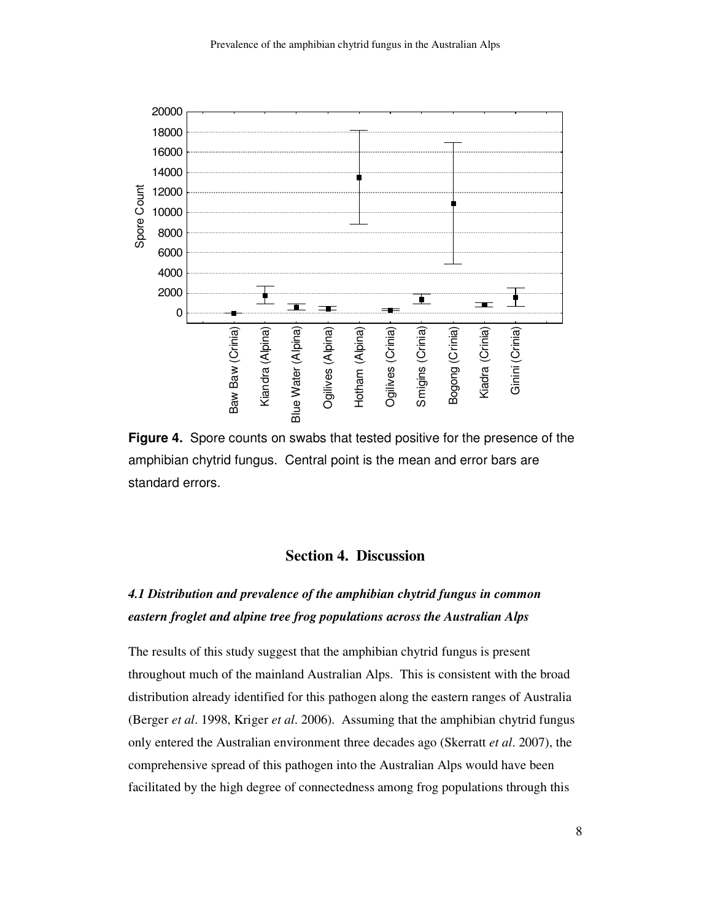**Figure 4.** Spore counts on swabs that tested positive for the presence of the amphibian chytrid fungus. Central point is the mean and error bars are standard errors.

## Section 4. Discussion

### *4.1 Distribution and prevalence of the amphibian chytrid fungus in common eastern froglet and alpine tree frog populations across the Australian Alps*

The results of this study suggest that the amphibian chytrid fungus is present throughout much of the mainland Australian Alps. This is consistent with the broad distribution already identified for this pathogen along the eastern ranges of Australia (Berger *et al*. 1998, Kriger *et al*. 2006). Assuming that the amphibian chytrid fungus only entered the Australian environment three decades ago (Skerratt *et al*. 2007), the comprehensive spread of this pathogen into the Australian Alps would have been facilitated by the high degree of connectedness among frog populations through this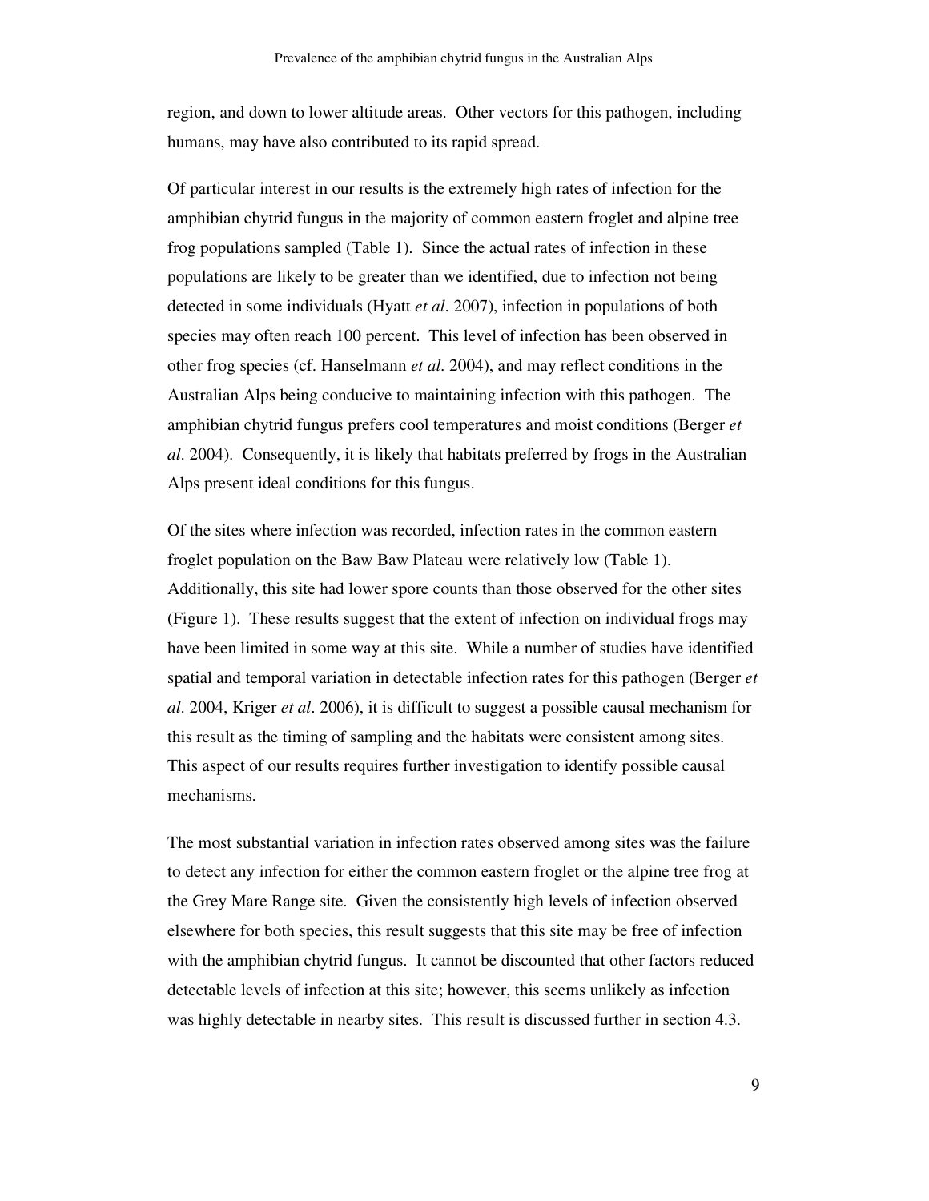region, and down to lower altitude areas. Other vectors for this pathogen, including humans, may have also contributed to its rapid spread.

Of particular interest in our results is the extremely high rates of infection for the amphibian chytrid fungus in the majority of common eastern froglet and alpine tree frog populations sampled (Table 1). Since the actual rates of infection in these populations are likely to be greater than we identified, due to infection not being detected in some individuals (Hyatt *et al*. 2007), infection in populations of both species may often reach 100 percent. This level of infection has been observed in other frog species (cf. Hanselmann *et al*. 2004), and may reflect conditions in the Australian Alps being conducive to maintaining infection with this pathogen. The amphibian chytrid fungus prefers cool temperatures and moist conditions (Berger *et al*. 2004). Consequently, it is likely that habitats preferred by frogs in the Australian Alps present ideal conditions for this fungus.

Of the sites where infection was recorded, infection rates in the common eastern froglet population on the Baw Baw Plateau were relatively low (Table 1). Additionally, this site had lower spore counts than those observed for the other sites (Figure 1). These results suggest that the extent of infection on individual frogs may have been limited in some way at this site. While a number of studies have identified spatial and temporal variation in detectable infection rates for this pathogen (Berger *et al*. 2004, Kriger *et al*. 2006), it is difficult to suggest a possible causal mechanism for this result as the timing of sampling and the habitats were consistent among sites. This aspect of our results requires further investigation to identify possible causal mechanisms.

The most substantial variation in infection rates observed among sites was the failure to detect any infection for either the common eastern froglet or the alpine tree frog at the Grey Mare Range site. Given the consistently high levels of infection observed elsewhere for both species, this result suggests that this site may be free of infection with the amphibian chytrid fungus. It cannot be discounted that other factors reduced detectable levels of infection at this site; however, this seems unlikely as infection was highly detectable in nearby sites. This result is discussed further in section 4.3.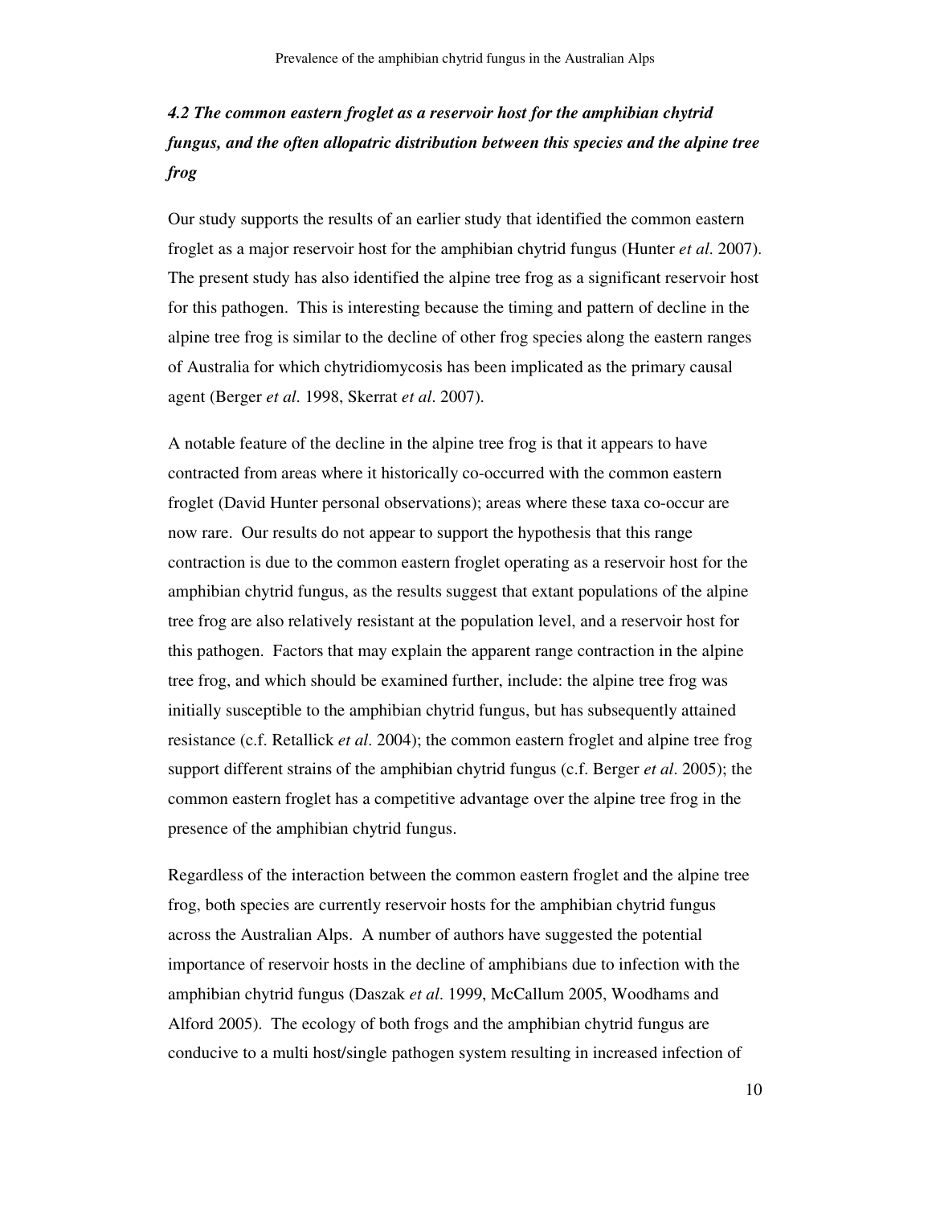### *4.2 The common eastern froglet as a reservoir host for the amphibian chytrid fungus, and the often allopatric distribution between this species and the alpine tree frog*

Our study supports the results of an earlier study that identified the common eastern froglet as a major reservoir host for the amphibian chytrid fungus (Hunter *et al*. 2007). The present study has also identified the alpine tree frog as a significant reservoir host for this pathogen. This is interesting because the timing and pattern of decline in the alpine tree frog is similar to the decline of other frog species along the eastern ranges of Australia for which chytridiomycosis has been implicated as the primary causal agent (Berger *et al*. 1998, Skerrat *et al*. 2007).

A notable feature of the decline in the alpine tree frog is that it appears to have contracted from areas where it historically co-occurred with the common eastern froglet (David Hunter personal observations); areas where these taxa co-occur are now rare. Our results do not appear to support the hypothesis that this range contraction is due to the common eastern froglet operating as a reservoir host for the amphibian chytrid fungus, as the results suggest that extant populations of the alpine tree frog are also relatively resistant at the population level, and a reservoir host for this pathogen. Factors that may explain the apparent range contraction in the alpine tree frog, and which should be examined further, include: the alpine tree frog was initially susceptible to the amphibian chytrid fungus, but has subsequently attained resistance (c.f. Retallick *et al*. 2004); the common eastern froglet and alpine tree frog support different strains of the amphibian chytrid fungus (c.f. Berger *et al*. 2005); the common eastern froglet has a competitive advantage over the alpine tree frog in the presence of the amphibian chytrid fungus.

Regardless of the interaction between the common eastern froglet and the alpine tree frog, both species are currently reservoir hosts for the amphibian chytrid fungus across the Australian Alps. A number of authors have suggested the potential importance of reservoir hosts in the decline of amphibians due to infection with the amphibian chytrid fungus (Daszak *et al*. 1999, McCallum 2005, Woodhams and Alford 2005). The ecology of both frogs and the amphibian chytrid fungus are conducive to a multi host/single pathogen system resulting in increased infection of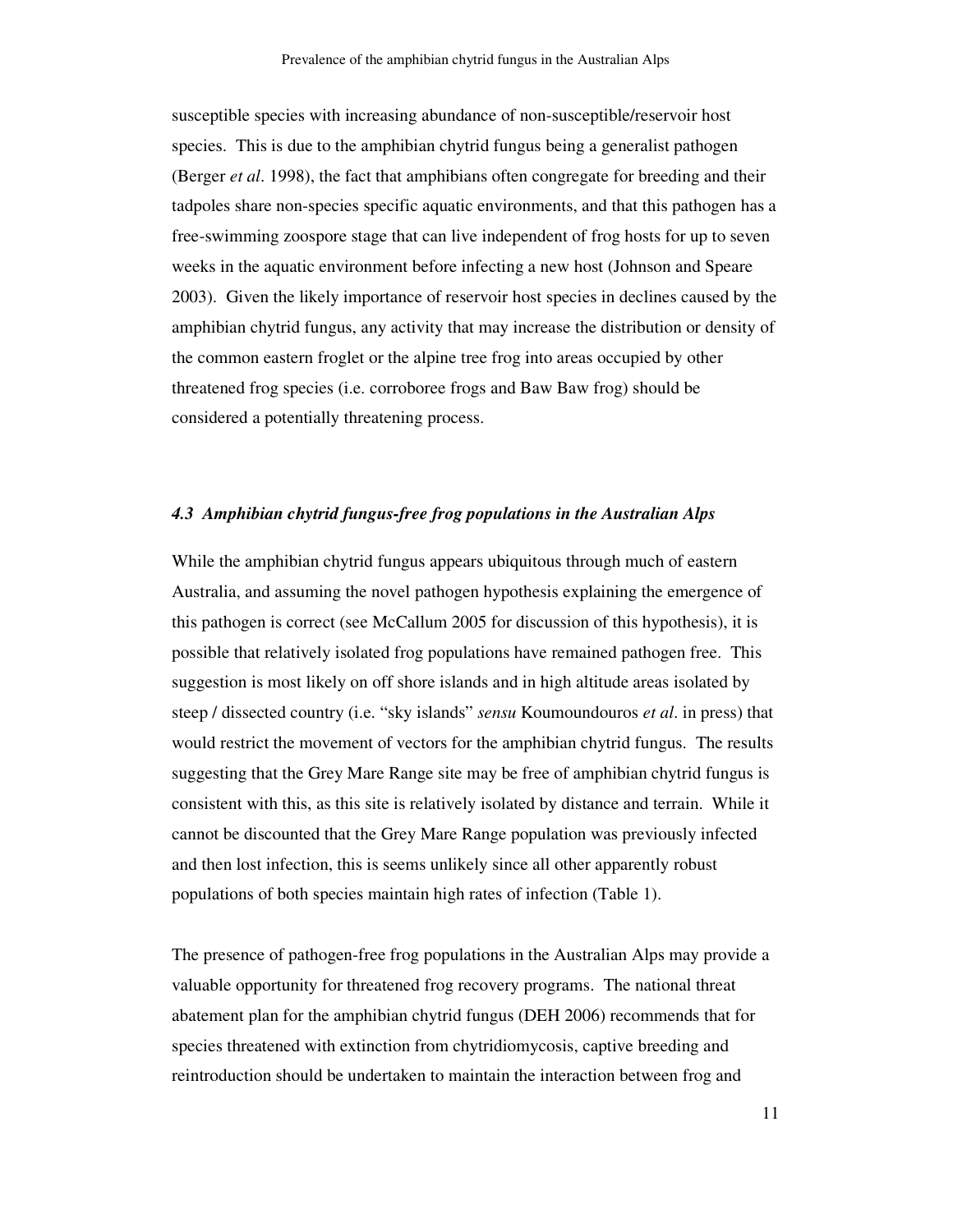susceptible species with increasing abundance of non-susceptible/reservoir host species. This is due to the amphibian chytrid fungus being a generalist pathogen (Berger *et al*. 1998), the fact that amphibians often congregate for breeding and their tadpoles share non-species specific aquatic environments, and that this pathogen has a free-swimming zoospore stage that can live independent of frog hosts for up to seven weeks in the aquatic environment before infecting a new host (Johnson and Speare 2003). Given the likely importance of reservoir host species in declines caused by the amphibian chytrid fungus, any activity that may increase the distribution or density of the common eastern froglet or the alpine tree frog into areas occupied by other threatened frog species (i.e. corroboree frogs and Baw Baw frog) should be considered a potentially threatening process.

### *4.3 Amphibian chytrid fungus-free frog populations in the Australian Alps*

While the amphibian chytrid fungus appears ubiquitous through much of eastern Australia, and assuming the novel pathogen hypothesis explaining the emergence of this pathogen is correct (see McCallum 2005 for discussion of this hypothesis), it is possible that relatively isolated frog populations have remained pathogen free. This suggestion is most likely on off shore islands and in high altitude areas isolated by steep / dissected country (i.e. "sky islands" *sensu* Koumoundouros *et al*. in press) that would restrict the movement of vectors for the amphibian chytrid fungus. The results suggesting that the Grey Mare Range site may be free of amphibian chytrid fungus is consistent with this, as this site is relatively isolated by distance and terrain. While it cannot be discounted that the Grey Mare Range population was previously infected and then lost infection, this is seems unlikely since all other apparently robust populations of both species maintain high rates of infection (Table 1).

The presence of pathogen-free frog populations in the Australian Alps may provide a valuable opportunity for threatened frog recovery programs. The national threat abatement plan for the amphibian chytrid fungus (DEH 2006) recommends that for species threatened with extinction from chytridiomycosis, captive breeding and reintroduction should be undertaken to maintain the interaction between frog and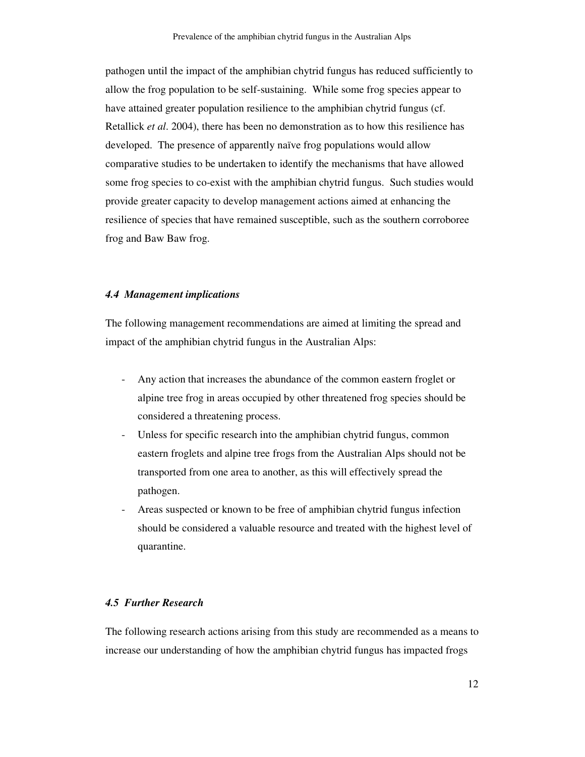pathogen until the impact of the amphibian chytrid fungus has reduced sufficiently to allow the frog population to be self-sustaining. While some frog species appear to have attained greater population resilience to the amphibian chytrid fungus (cf. Retallick *et al*. 2004), there has been no demonstration as to how this resilience has developed. The presence of apparently naïve frog populations would allow comparative studies to be undertaken to identify the mechanisms that have allowed some frog species to co-exist with the amphibian chytrid fungus. Such studies would provide greater capacity to develop management actions aimed at enhancing the resilience of species that have remained susceptible, such as the southern corroboree frog and Baw Baw frog.

### *4.4 Management implications*

The following management recommendations are aimed at limiting the spread and impact of the amphibian chytrid fungus in the Australian Alps:

- Any action that increases the abundance of the common eastern froglet or alpine tree frog in areas occupied by other threatened frog species should be considered a threatening process.
- Unless for specific research into the amphibian chytrid fungus, common eastern froglets and alpine tree frogs from the Australian Alps should not be transported from one area to another, as this will effectively spread the pathogen.
- Areas suspected or known to be free of amphibian chytrid fungus infection should be considered a valuable resource and treated with the highest level of quarantine.

### *4.5 Further Research*

The following research actions arising from this study are recommended as a means to increase our understanding of how the amphibian chytrid fungus has impacted frogs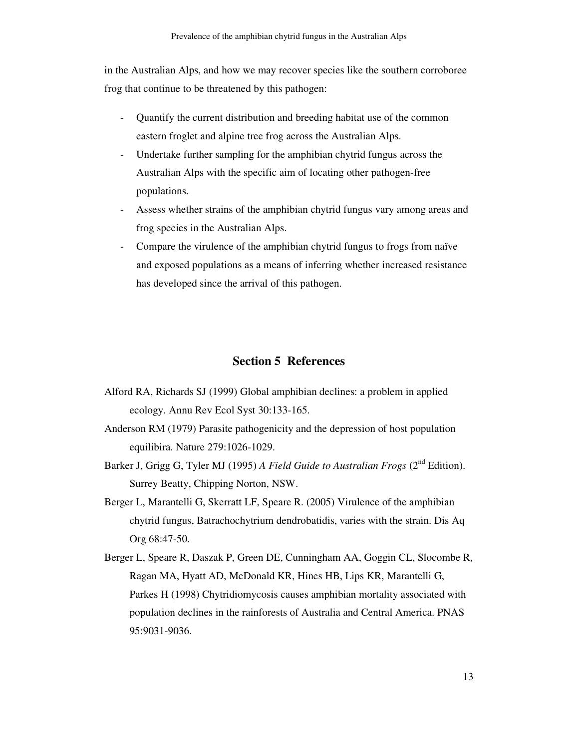in the Australian Alps, and how we may recover species like the southern corroboree frog that continue to be threatened by this pathogen:

- Quantify the current distribution and breeding habitat use of the common eastern froglet and alpine tree frog across the Australian Alps.
- Undertake further sampling for the amphibian chytrid fungus across the Australian Alps with the specific aim of locating other pathogen-free populations.
- Assess whether strains of the amphibian chytrid fungus vary among areas and frog species in the Australian Alps.
- Compare the virulence of the amphibian chytrid fungus to frogs from naïve and exposed populations as a means of inferring whether increased resistance has developed since the arrival of this pathogen.

## Section 5 References

Alford RA, Richards SJ (1999) Global amphibian declines: a problem in applied ecology. Annu Rev Ecol Syst 30:133-165.

Anderson RM (1979) Parasite pathogenicity and the depression of host population equilibira. Nature 279:1026-1029.

Barker J, Grigg G, Tyler MJ (1995) *A Field Guide to Australian Frogs* (2nd Edition). Surrey Beatty, Chipping Norton, NSW.

Berger L, Marantelli G, Skerratt LF, Speare R. (2005) Virulence of the amphibian chytrid fungus, Batrachochytrium dendrobatidis, varies with the strain. Dis Aq Org 68:47-50.

Berger L, Speare R, Daszak P, Green DE, Cunningham AA, Goggin CL, Slocombe R, Ragan MA, Hyatt AD, McDonald KR, Hines HB, Lips KR, Marantelli G, Parkes H (1998) Chytridiomycosis causes amphibian mortality associated with population declines in the rainforests of Australia and Central America. PNAS 95:9031-9036.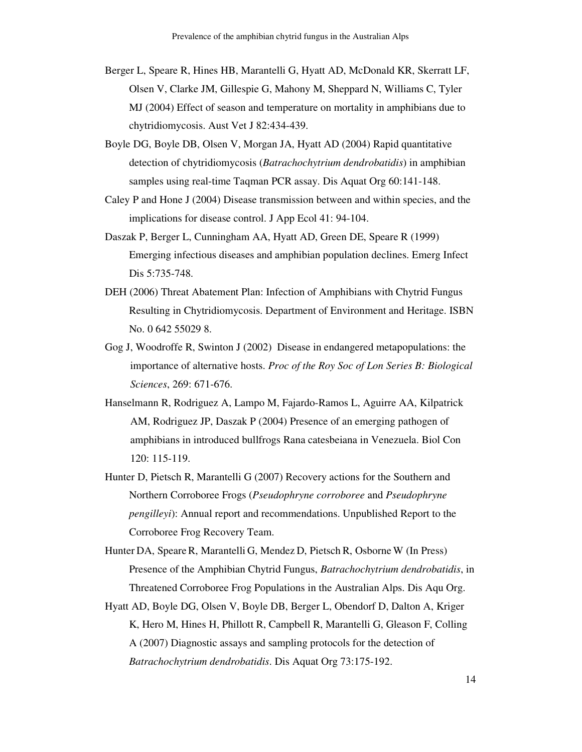Berger L, Speare R, Hines HB, Marantelli G, Hyatt AD, McDonald KR, Skerratt LF, Olsen V, Clarke JM, Gillespie G, Mahony M, Sheppard N, Williams C, Tyler MJ (2004) Effect of season and temperature on mortality in amphibians due to chytridiomycosis. Aust Vet J 82:434-439.

Boyle DG, Boyle DB, Olsen V, Morgan JA, Hyatt AD (2004) Rapid quantitative detection of chytridiomycosis (*Batrachochytrium dendrobatidis*) in amphibian samples using real-time Taqman PCR assay. Dis Aquat Org 60:141-148.

Caley P and Hone J (2004) Disease transmission between and within species, and the implications for disease control. J App Ecol 41: 94-104.

Daszak P, Berger L, Cunningham AA, Hyatt AD, Green DE, Speare R (1999) Emerging infectious diseases and amphibian population declines. Emerg Infect Dis 5:735-748.

DEH (2006) Threat Abatement Plan: Infection of Amphibians with Chytrid Fungus Resulting in Chytridiomycosis. Department of Environment and Heritage. ISBN No. 0 642 55029 8.

Gog J, Woodroffe R, Swinton J (2002) Disease in endangered metapopulations: the importance of alternative hosts. *Proc of the Roy Soc of Lon Series B: Biological Sciences*, 269: 671-676.

Hanselmann R, Rodriguez A, Lampo M, Fajardo-Ramos L, Aguirre AA, Kilpatrick AM, Rodriguez JP, Daszak P (2004) Presence of an emerging pathogen of amphibians in introduced bullfrogs Rana catesbeiana in Venezuela. Biol Con 120: 115-119.

Hunter D, Pietsch R, Marantelli G (2007) Recovery actions for the Southern and Northern Corroboree Frogs (*Pseudophryne corroboree* and *Pseudophryne pengilleyi*): Annual report and recommendations. Unpublished Report to the Corroboree Frog Recovery Team.

Hunter DA, Speare R, Marantelli G, Mendez D, Pietsch R, Osborne W (In Press) Presence of the Amphibian Chytrid Fungus, *Batrachochytrium dendrobatidis*, in Threatened Corroboree Frog Populations in the Australian Alps. Dis Aqu Org.

Hyatt AD, Boyle DG, Olsen V, Boyle DB, Berger L, Obendorf D, Dalton A, Kriger K, Hero M, Hines H, Phillott R, Campbell R, Marantelli G, Gleason F, Colling A (2007) Diagnostic assays and sampling protocols for the detection of *Batrachochytrium dendrobatidis*. Dis Aquat Org 73:175-192.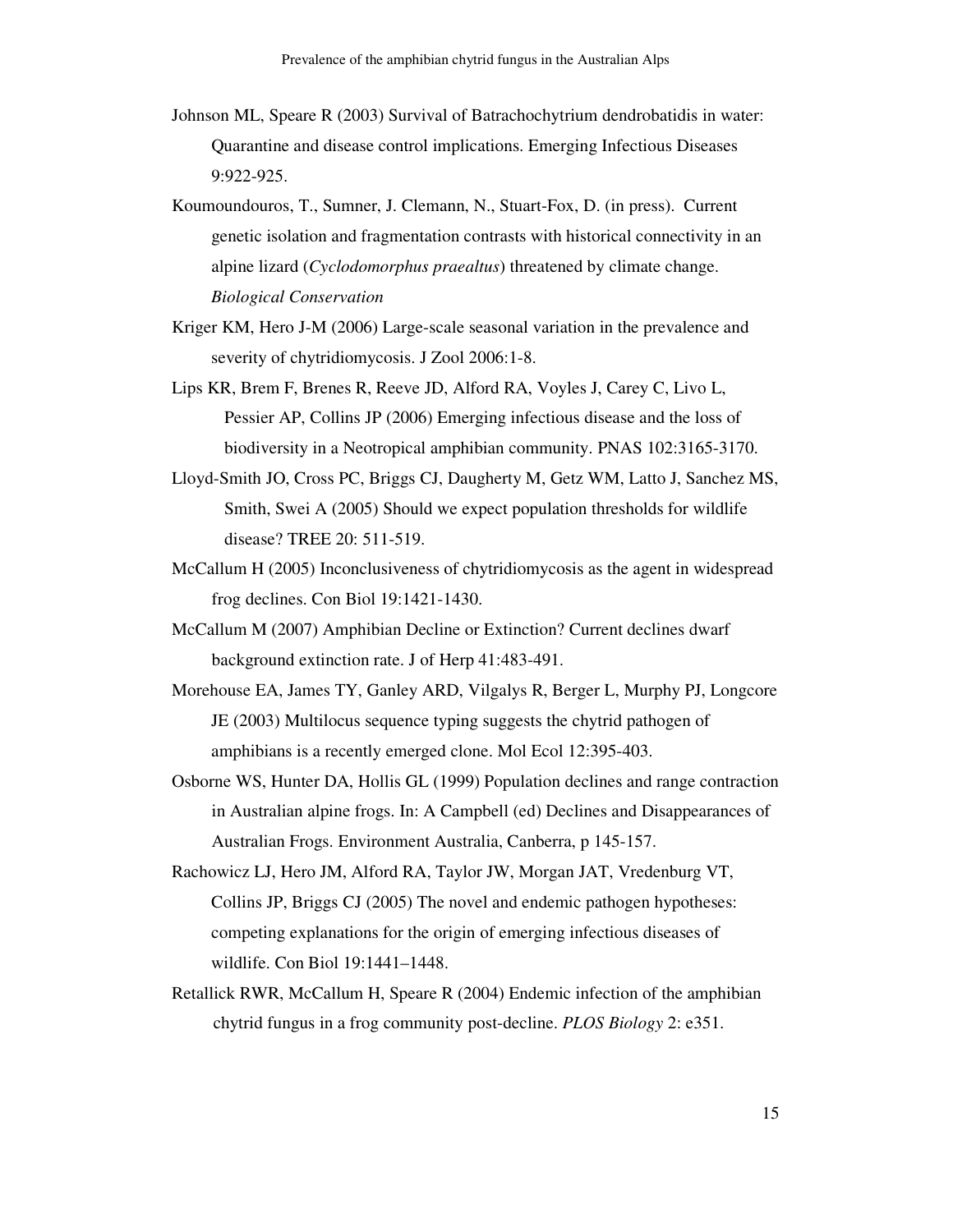Johnson ML, Speare R (2003) Survival of Batrachochytrium dendrobatidis in water: Quarantine and disease control implications. Emerging Infectious Diseases 9:922-925.

Koumoundouros, T., Sumner, J. Clemann, N., Stuart-Fox, D. (in press). Current genetic isolation and fragmentation contrasts with historical connectivity in an alpine lizard (*Cyclodomorphus praealtus*) threatened by climate change. *Biological Conservation*

Kriger KM, Hero J-M (2006) Large-scale seasonal variation in the prevalence and severity of chytridiomycosis. J Zool 2006:1-8.

Lips KR, Brem F, Brenes R, Reeve JD, Alford RA, Voyles J, Carey C, Livo L, Pessier AP, Collins JP (2006) Emerging infectious disease and the loss of biodiversity in a Neotropical amphibian community. PNAS 102:3165-3170.

Lloyd-Smith JO, Cross PC, Briggs CJ, Daugherty M, Getz WM, Latto J, Sanchez MS, Smith, Swei A (2005) Should we expect population thresholds for wildlife disease? TREE 20: 511-519.

McCallum H (2005) Inconclusiveness of chytridiomycosis as the agent in widespread frog declines. Con Biol 19:1421-1430.

McCallum M (2007) Amphibian Decline or Extinction? Current declines dwarf background extinction rate. J of Herp 41:483-491.

Morehouse EA, James TY, Ganley ARD, Vilgalys R, Berger L, Murphy PJ, Longcore JE (2003) Multilocus sequence typing suggests the chytrid pathogen of amphibians is a recently emerged clone. Mol Ecol 12:395-403.

Osborne WS, Hunter DA, Hollis GL (1999) Population declines and range contraction in Australian alpine frogs. In: A Campbell (ed) Declines and Disappearances of Australian Frogs. Environment Australia, Canberra, p 145-157.

Rachowicz LJ, Hero JM, Alford RA, Taylor JW, Morgan JAT, Vredenburg VT, Collins JP, Briggs CJ (2005) The novel and endemic pathogen hypotheses: competing explanations for the origin of emerging infectious diseases of wildlife. Con Biol 19:1441–1448.

Retallick RWR, McCallum H, Speare R (2004) Endemic infection of the amphibian chytrid fungus in a frog community post-decline. *PLOS Biology* 2: e351.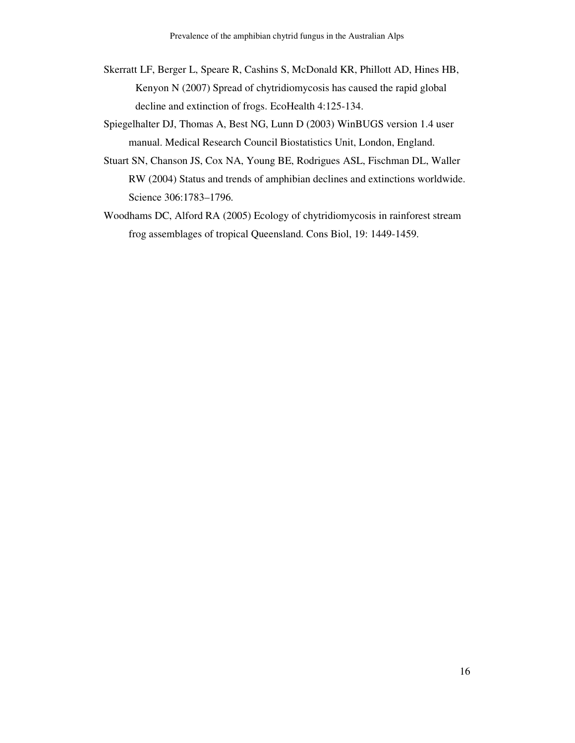Skerratt LF, Berger L, Speare R, Cashins S, McDonald KR, Phillott AD, Hines HB, Kenyon N (2007) Spread of chytridiomycosis has caused the rapid global decline and extinction of frogs. EcoHealth 4:125-134.

Spiegelhalter DJ, Thomas A, Best NG, Lunn D (2003) WinBUGS version 1.4 user manual. Medical Research Council Biostatistics Unit, London, England.

Stuart SN, Chanson JS, Cox NA, Young BE, Rodrigues ASL, Fischman DL, Waller RW (2004) Status and trends of amphibian declines and extinctions worldwide. Science 306:1783–1796.

Woodhams DC, Alford RA (2005) Ecology of chytridiomycosis in rainforest stream frog assemblages of tropical Queensland. Cons Biol, 19: 1449-1459.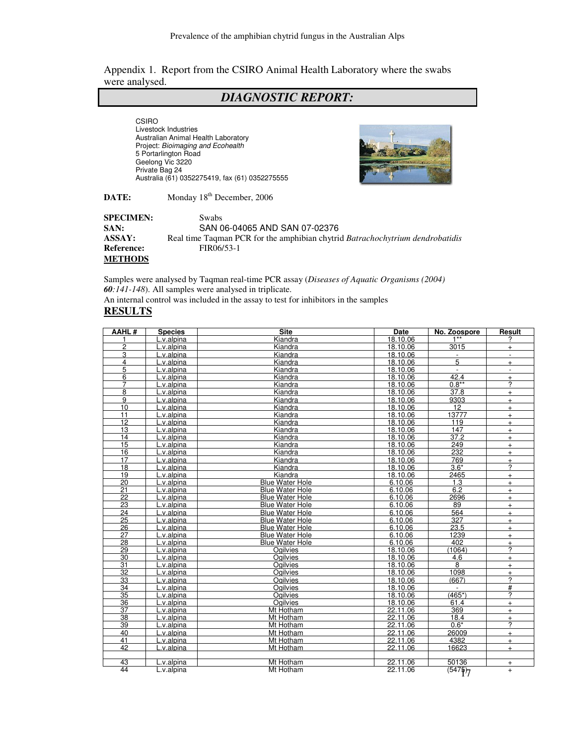Appendix 1. Report from the CSIRO Animal Health Laboratory where the swabs were analysed.

## *DIAGNOSTIC REPORT:*

CSIRO
Livestock Industries
Australian Animal Health Laboratory
Project: *Bioimaging and Ecohealth*
5 Portarlington Road
Geelong Vic 3220
Private Bag 24
Australia (61) 0352275419, fax (61) 0352275555

**DATE:** Monday 18th December, 2006

**SPECIMEN:** Swabs
**SAN:** SAN 06-04065 AND SAN 07-02376
**ASSAY:** Real time Taqman PCR for the amphibian chytrid *Batrachochytrium dendrobatidis*
**Reference:** FIR06/53-1

**METHODS**

Samples were analysed by Taqman real-time PCR assay (*Diseases of Aquatic Organisms (2004)* ***60****:141-148*). All samples were analysed in triplicate.
An internal control was included in the assay to test for inhibitors in the samples

**RESULTS**

| AAHL # | Species | Site | Date | No. Zoospore | Result |
|---|---|---|---|---|---|
| 1 | L.v.alpina | Kiandra | 18.10.06 | 1** | ? |
| 2 | L.v.alpina | Kiandra | 18.10.06 | 3015 | + |
| 3 | L.v.alpina | Kiandra | 18.10.06 | - | - |
| 4 | L.v.alpina | Kiandra | 18.10.06 | 5 | + |
| 5 | L.v.alpina | Kiandra | 18.10.06 | - | - |
| 6 | L.v.alpina | Kiandra | 18.10.06 | 42.4 | + |
| 7 | L.v.alpina | Kiandra | 18.10.06 | 0.8** | ? |
| 8 | L.v.alpina | Kiandra | 18.10.06 | 37.8 | + |
| 9 | L.v.alpina | Kiandra | 18.10.06 | 9303 | + |
| 10 | L.v.alpina | Kiandra | 18.10.06 | 12 | + |
| 11 | L.v.alpina | Kiandra | 18.10.06 | 13777 | + |
| 12 | L.v.alpina | Kiandra | 18.10.06 | 119 | + |
| 13 | L.v.alpina | Kiandra | 18.10.06 | 147 | + |
| 14 | L.v.alpina | Kiandra | 18.10.06 | 37.2 | + |
| 15 | L.v.alpina | Kiandra | 18.10.06 | 249 | + |
| 16 | L.v.alpina | Kiandra | 18.10.06 | 232 | + |
| 17 | L.v.alpina | Kiandra | 18.10.06 | 769 | + |
| 18 | L.v.alpina | Kiandra | 18.10.06 | 3.6* | ? |
| 19 | L.v.alpina | Kiandra | 18.10.06 | 2465 | + |
| 20 | L.v.alpina | Blue Water Hole | 6.10.06 | 1.3 | + |
| 21 | L.v.alpina | Blue Water Hole | 6.10.06 | 6.2 | + |
| 22 | L.v.alpina | Blue Water Hole | 6.10.06 | 2696 | + |
| 23 | L.v.alpina | Blue Water Hole | 6.10.06 | 89 | + |
| 24 | L.v.alpina | Blue Water Hole | 6.10.06 | 564 | + |
| 25 | L.v.alpina | Blue Water Hole | 6.10.06 | 327 | + |
| 26 | L.v.alpina | Blue Water Hole | 6.10.06 | 23.5 | + |
| 27 | L.v.alpina | Blue Water Hole | 6.10.06 | 1239 | + |
| 28 | L.v.alpina | Blue Water Hole | 6.10.06 | 402 | + |
| 29 | L.v.alpina | Ogilvies | 18.10.06 | (1064) | ? |
| 30 | L.v.alpina | Ogilvies | 18.10.06 | 4.6 | + |
| 31 | L.v.alpina | Ogilvies | 18.10.06 | 8 | + |
| 32 | L.v.alpina | Ogilvies | 18.10.06 | 1098 | + |
| 33 | L.v.alpina | Ogilvies | 18.10.06 | (667) | ? |
| 34 | L.v.alpina | Ogilvies | 18.10.06 | - | # |
| 35 | L.v.alpina | Ogilvies | 18.10.06 | (465*) | ? |
| 36 | L.v.alpina | Ogilvies | 18.10.06 | 61.4 | + |
| 37 | L.v.alpina | Mt Hotham | 22.11.06 | 369 | + |
| 38 | L.v.alpina | Mt Hotham | 22.11.06 | 18.4 | + |
| 39 | L.v.alpina | Mt Hotham | 22.11.06 | 0.6* | ? |
| 40 | L.v.alpina | Mt Hotham | 22.11.06 | 26009 | + |
| 41 | L.v.alpina | Mt Hotham | 22.11.06 | 4382 | + |
| 42 | L.v.alpina | Mt Hotham | 22.11.06 | 16623 | + |
| | | | | | |
| 43 | L.v.alpina | Mt Hotham | 22.11.06 | 50136 | + |
| 44 | L.v.alpina | Mt Hotham | 22.11.06 | (5475) | + |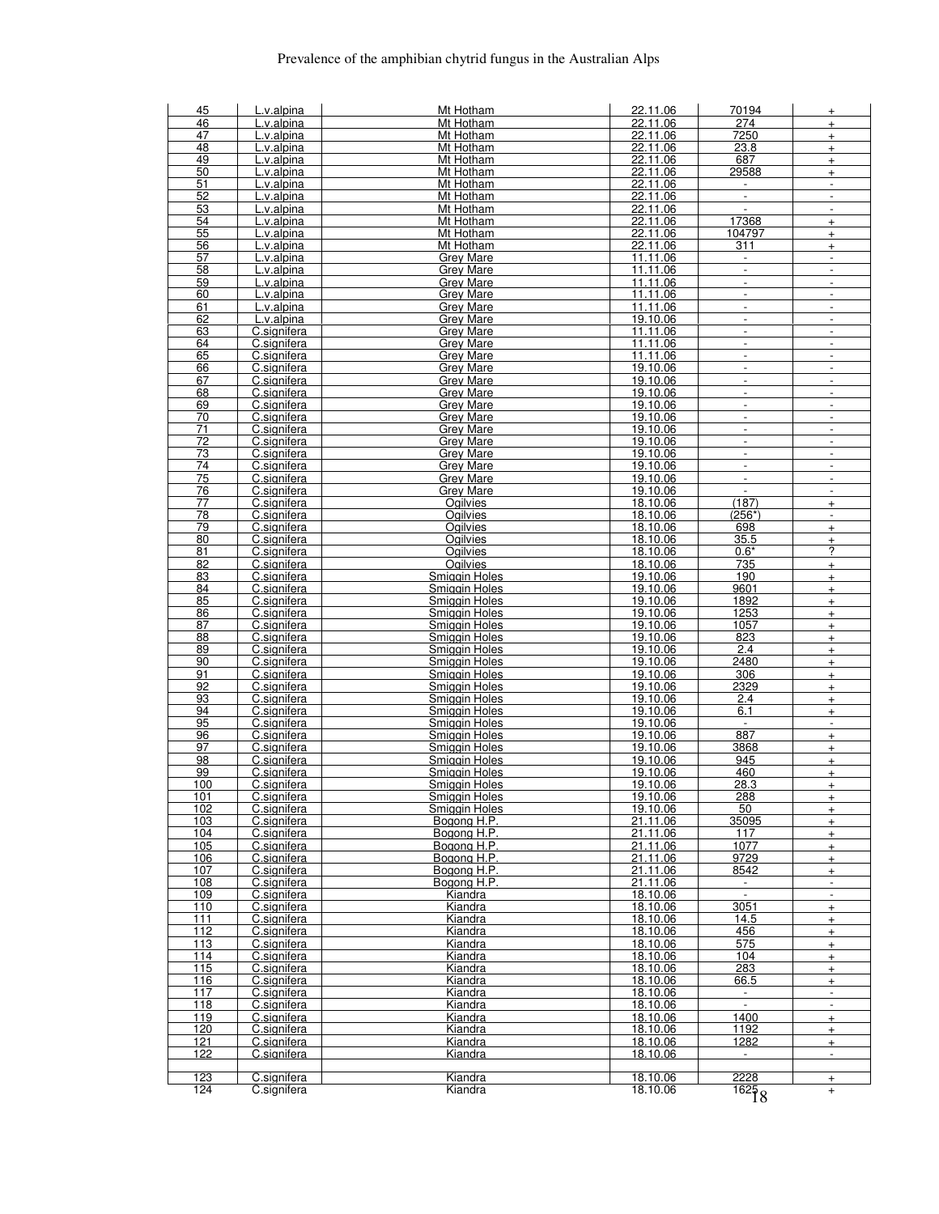| 45 | L.v.alpina | Mt Hotham | 22.11.06 | 70194 | + |
|---|---|---|---|---|---|
| 46 | L.v.alpina | Mt Hotham | 22.11.06 | 274 | + |
| 47 | L.v.alpina | Mt Hotham | 22.11.06 | 7250 | + |
| 48 | L.v.alpina | Mt Hotham | 22.11.06 | 23.8 | + |
| 49 | L.v.alpina | Mt Hotham | 22.11.06 | 687 | + |
| 50 | L.v.alpina | Mt Hotham | 22.11.06 | 29588 | + |
| 51 | L.v.alpina | Mt Hotham | 22.11.06 | - | - |
| 52 | L.v.alpina | Mt Hotham | 22.11.06 | - | - |
| 53 | L.v.alpina | Mt Hotham | 22.11.06 | - | - |
| 54 | L.v.alpina | Mt Hotham | 22.11.06 | 17368 | + |
| 55 | L.v.alpina | Mt Hotham | 22.11.06 | 104797 | + |
| 56 | L.v.alpina | Mt Hotham | 22.11.06 | 311 | + |
| 57 | L.v.alpina | Grey Mare | 11.11.06 | - | - |
| 58 | L.v.alpina | Grey Mare | 11.11.06 | - | - |
| 59 | L.v.alpina | Grey Mare | 11.11.06 | - | - |
| 60 | L.v.alpina | Grey Mare | 11.11.06 | - | - |
| 61 | L.v.alpina | Grey Mare | 11.11.06 | - | - |
| 62 | L.v.alpina | Grey Mare | 19.10.06 | - | - |
| 63 | C.signifera | Grey Mare | 11.11.06 | - | - |
| 64 | C.signifera | Grey Mare | 11.11.06 | - | - |
| 65 | C.signifera | Grey Mare | 11.11.06 | - | - |
| 66 | C.signifera | Grey Mare | 19.10.06 | - | - |
| 67 | C.signifera | Grey Mare | 19.10.06 | - | - |
| 68 | C.signifera | Grey Mare | 19.10.06 | - | - |
| 69 | C.signifera | Grey Mare | 19.10.06 | - | - |
| 70 | C.signifera | Grey Mare | 19.10.06 | - | - |
| 71 | C.signifera | Grey Mare | 19.10.06 | - | - |
| 72 | C.signifera | Grey Mare | 19.10.06 | - | - |
| 73 | C.signifera | Grey Mare | 19.10.06 | - | - |
| 74 | C.signifera | Grey Mare | 19.10.06 | - | - |
| 75 | C.signifera | Grey Mare | 19.10.06 | - | - |
| 76 | C.signifera | Grey Mare | 19.10.06 | - | - |
| 77 | C.signifera | Ogilvies | 18.10.06 | (187) | + |
| 78 | C.signifera | Ogilvies | 18.10.06 | (256*) | - |
| 79 | C.signifera | Ogilvies | 18.10.06 | 698 | + |
| 80 | C.signifera | Ogilvies | 18.10.06 | 35.5 | + |
| 81 | C.signifera | Ogilvies | 18.10.06 | 0.6* | ? |
| 82 | C.signifera | Ogilvies | 18.10.06 | 735 | + |
| 83 | C.signifera | Smiggin Holes | 19.10.06 | 190 | + |
| 84 | C.signifera | Smiggin Holes | 19.10.06 | 9601 | + |
| 85 | C.signifera | Smiggin Holes | 19.10.06 | 1892 | + |
| 86 | C.signifera | Smiggin Holes | 19.10.06 | 1253 | + |
| 87 | C.signifera | Smiggin Holes | 19.10.06 | 1057 | + |
| 88 | C.signifera | Smiggin Holes | 19.10.06 | 823 | + |
| 89 | C.signifera | Smiggin Holes | 19.10.06 | 2.4 | + |
| 90 | C.signifera | Smiggin Holes | 19.10.06 | 2480 | + |
| 91 | C.signifera | Smiggin Holes | 19.10.06 | 306 | + |
| 92 | C.signifera | Smiggin Holes | 19.10.06 | 2329 | + |
| 93 | C.signifera | Smiggin Holes | 19.10.06 | 2.4 | + |
| 94 | C.signifera | Smiggin Holes | 19.10.06 | 6.1 | + |
| 95 | C.signifera | Smiggin Holes | 19.10.06 | - | - |
| 96 | C.signifera | Smiggin Holes | 19.10.06 | 887 | + |
| 97 | C.signifera | Smiggin Holes | 19.10.06 | 3868 | + |
| 98 | C.signifera | Smiggin Holes | 19.10.06 | 945 | + |
| 99 | C.signifera | Smiggin Holes | 19.10.06 | 460 | + |
| 100 | C.signifera | Smiggin Holes | 19.10.06 | 28.3 | + |
| 101 | C.signifera | Smiggin Holes | 19.10.06 | 288 | + |
| 102 | C.signifera | Smiggin Holes | 19.10.06 | 50 | + |
| 103 | C.signifera | Bogong H.P. | 21.11.06 | 35095 | + |
| 104 | C.signifera | Bogong H.P. | 21.11.06 | 117 | + |
| 105 | C.signifera | Bogong H.P. | 21.11.06 | 1077 | + |
| 106 | C.signifera | Bogong H.P. | 21.11.06 | 9729 | + |
| 107 | C.signifera | Bogong H.P. | 21.11.06 | 8542 | + |
| 108 | C.signifera | Bogong H.P. | 21.11.06 | - | - |
| 109 | C.signifera | Kiandra | 18.10.06 | - | - |
| 110 | C.signifera | Kiandra | 18.10.06 | 3051 | + |
| 111 | C.signifera | Kiandra | 18.10.06 | 14.5 | + |
| 112 | C.signifera | Kiandra | 18.10.06 | 456 | + |
| 113 | C.signifera | Kiandra | 18.10.06 | 575 | + |
| 114 | C.signifera | Kiandra | 18.10.06 | 104 | + |
| 115 | C.signifera | Kiandra | 18.10.06 | 283 | + |
| 116 | C.signifera | Kiandra | 18.10.06 | 66.5 | + |
| 117 | C.signifera | Kiandra | 18.10.06 | - | - |
| 118 | C.signifera | Kiandra | 18.10.06 | - | - |
| 119 | C.signifera | Kiandra | 18.10.06 | 1400 | + |
| 120 | C.signifera | Kiandra | 18.10.06 | 1192 | + |
| 121 | C.signifera | Kiandra | 18.10.06 | 1282 | + |
| 122 | C.signifera | Kiandra | 18.10.06 | - | - |
| 123 | C.signifera | Kiandra | 18.10.06 | 2228 | + |
| 124 | C.signifera | Kiandra | 18.10.06 | 1625 | + |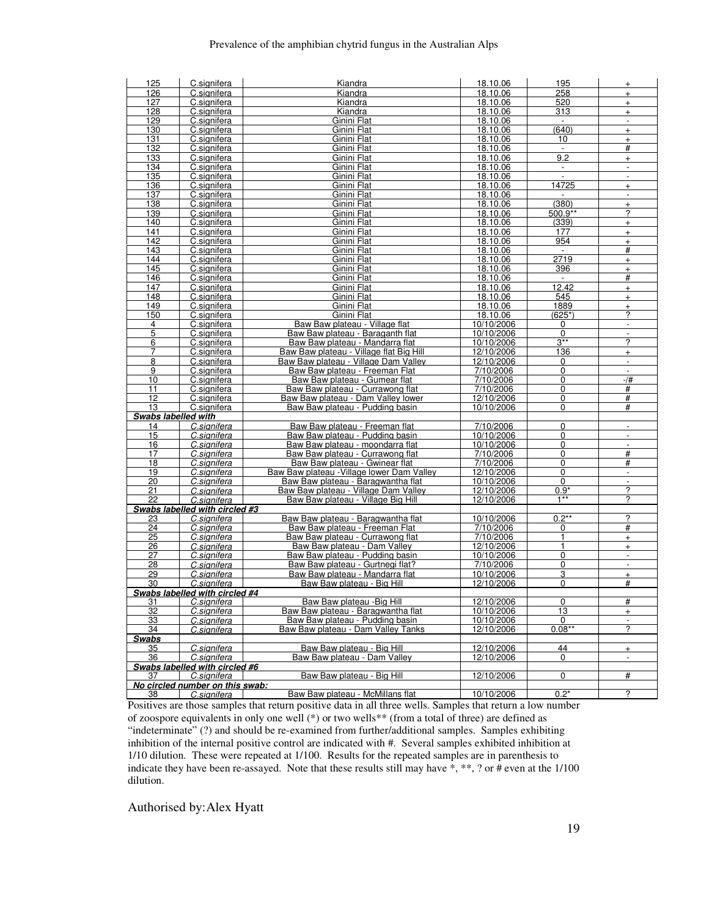| | | | | | |
|---|---|---|---|---|---|
| 125 | C.signifera | Kiandra | 18.10.06 | 195 | + |
| 126 | C.signifera | Kiandra | 18.10.06 | 258 | + |
| 127 | C.signifera | Kiandra | 18.10.06 | 520 | + |
| 128 | C.signifera | Kiandra | 18.10.06 | 313 | + |
| 129 | C.signifera | Ginini Flat | 18.10.06 | - | - |
| 130 | C.signifera | Ginini Flat | 18.10.06 | (640) | + |
| 131 | C.signifera | Ginini Flat | 18.10.06 | 10 | + |
| 132 | C.signifera | Ginini Flat | 18.10.06 | - | # |
| 133 | C.signifera | Ginini Flat | 18.10.06 | 9.2 | + |
| 134 | C.signifera | Ginini Flat | 18.10.06 | - | - |
| 135 | C.signifera | Ginini Flat | 18.10.06 | - | - |
| 136 | C.signifera | Ginini Flat | 18.10.06 | 14725 | + |
| 137 | C.signifera | Ginini Flat | 18.10.06 | - | - |
| 138 | C.signifera | Ginini Flat | 18.10.06 | (380) | + |
| 139 | C.signifera | Ginini Flat | 18.10.06 | 500.9** | ? |
| 140 | C.signifera | Ginini Flat | 18.10.06 | (339) | + |
| 141 | C.signifera | Ginini Flat | 18.10.06 | 177 | + |
| 142 | C.signifera | Ginini Flat | 18.10.06 | 954 | + |
| 143 | C.signifera | Ginini Flat | 18.10.06 | - | # |
| 144 | C.signifera | Ginini Flat | 18.10.06 | 2719 | + |
| 145 | C.signifera | Ginini Flat | 18.10.06 | 396 | + |
| 146 | C.signifera | Ginini Flat | 18.10.06 | - | # |
| 147 | C.signifera | Ginini Flat | 18.10.06 | 12.42 | + |
| 148 | C.signifera | Ginini Flat | 18.10.06 | 545 | + |
| 149 | C.signifera | Ginini Flat | 18.10.06 | 1889 | + |
| 150 | C.signifera | Ginini Flat | 18.10.06 | (625*) | ? |
| 4 | C.signifera | Baw Baw plateau - Village flat | 10/10/2006 | 0 | - |
| 5 | C.signifera | Baw Baw plateau - Baraganth flat | 10/10/2006 | 0 | - |
| 6 | C.signifera | Baw Baw plateau - Mandarra flat | 10/10/2006 | 3** | ? |
| 7 | C.signifera | Baw Baw plateau - Village flat Big Hill | 12/10/2006 | 136 | + |
| 8 | C.signifera | Baw Baw plateau - Village Dam Valley | 12/10/2006 | 0 | - |
| 9 | C.signifera | Baw Baw plateau - Freeman Flat | 7/10/2006 | 0 | - |
| 10 | C.signifera | Baw Baw plateau - Gumear flat | 7/10/2006 | 0 | -/# |
| 11 | C.signifera | Baw Baw plateau - Currawong flat | 7/10/2006 | 0 | # |
| 12 | C.signifera | Baw Baw plateau - Dam Valley lower | 12/10/2006 | 0 | # |
| 13 | C.signifera | Baw Baw plateau - Pudding basin | 10/10/2006 | 0 | # |
| ***Swabs labelled with*** | | | | | |
| 14 | *C.signifera* | Baw Baw plateau - Freeman flat | 7/10/2006 | 0 | - |
| 15 | *C.signifera* | Baw Baw plateau - Pudding basin | 10/10/2006 | 0 | - |
| 16 | *C.signifera* | Baw Baw plateau - moondarra flat | 10/10/2006 | 0 | - |
| 17 | *C.signifera* | Baw Baw plateau - Currawong flat | 7/10/2006 | 0 | # |
| 18 | *C.signifera* | Baw Baw plateau - Gwinear flat | 7/10/2006 | 0 | # |
| 19 | *C.signifera* | Baw Baw plateau -Village lower Dam Valley | 12/10/2006 | 0 | - |
| 20 | *C.signifera* | Baw Baw plateau - Baragwantha flat | 10/10/2006 | 0 | - |
| 21 | *C.signifera* | Baw Baw plateau - Village Dam Valley | 12/10/2006 | 0.9* | ? |
| 22 | *C.signifera* | Baw Baw plateau - Village Big Hill | 12/10/2006 | 1** | ? |
| ***Swabs labelled with circled #3*** | | | | | |
| 23 | *C.signifera* | Baw Baw plateau - Baragwantha flat | 10/10/2006 | 0.2** | ? |
| 24 | *C.signifera* | Baw Baw plateau - Freeman Flat | 7/10/2006 | 0 | # |
| 25 | *C.signifera* | Baw Baw plateau - Currawong flat | 7/10/2006 | 1 | + |
| 26 | *C.signifera* | Baw Baw plateau - Dam Valley | 12/10/2006 | 1 | + |
| 27 | *C.signifera* | Baw Baw plateau - Pudding basin | 10/10/2006 | 0 | - |
| 28 | *C.signifera* | Baw Baw plateau - Gurtnegi flat? | 7/10/2006 | 0 | - |
| 29 | *C.signifera* | Baw Baw plateau - Mandarra flat | 10/10/2006 | 3 | + |
| 30 | *C.signifera* | Baw Baw plateau - Big Hill | 12/10/2006 | 0 | # |
| ***Swabs labelled with circled #4*** | | | | | |
| 31 | *C.signifera* | Baw Baw plateau -Big Hill | 12/10/2006 | 0 | # |
| 32 | *C.signifera* | Baw Baw plateau - Baragwantha flat | 10/10/2006 | 13 | + |
| 33 | *C.signifera* | Baw Baw plateau - Pudding basin | 10/10/2006 | 0 | - |
| 34 | *C.signifera* | Baw Baw plateau - Dam Valley Tanks | 12/10/2006 | 0.08** | ? |
| ***Swabs*** | | | | | |
| 35 | *C.signifera* | Baw Baw plateau - Big Hill | 12/10/2006 | 44 | + |
| 36 | *C.signifera* | Baw Baw plateau - Dam Valley | 12/10/2006 | 0 | - |
| ***Swabs labelled with circled #6*** | | | | | |
| 37 | *C.signifera* | Baw Baw plateau - Big Hill | 12/10/2006 | 0 | # |
| ***No circled number on this swab:*** | | | | | |
| 38 | *C.signifera* | Baw Baw plateau - McMillans flat | 10/10/2006 | 0.2* | ? |

Positives are those samples that return positive data in all three wells. Samples that return a low number of zoospore equivalents in only one well (*) or two wells** (from a total of three) are defined as "indeterminate" (?) and should be re-examined from further/additional samples. Samples exhibiting inhibition of the internal positive control are indicated with #. Several samples exhibited inhibition at 1/10 dilution. These were repeated at 1/100. Results for the repeated samples are in parenthesis to indicate they have been re-assayed. Note that these results still may have *, **, ? or # even at the 1/100 dilution.

Authorised by: Alex Hyatt